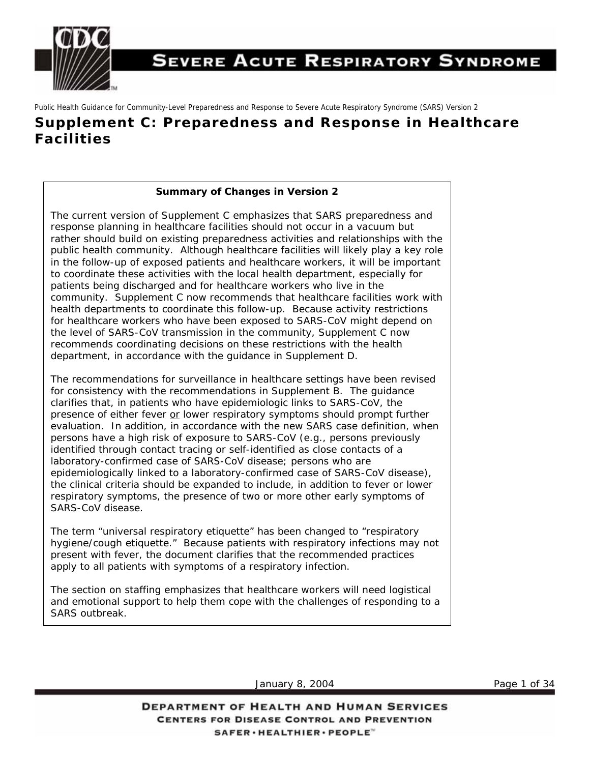Public Health Guidance for Community-Level Preparedness and Response to Severe Acute Respiratory Syndrome (SARS) Version 2

# Supplement C: Preparedness and Response in Healthcare Facilities

**Summary of Changes in Version 2**

The current version of Supplement C emphasizes that SARS preparedness and response planning in healthcare facilities should not occur in a vacuum but rather should build on existing preparedness activities and relationships with the public health community. Although healthcare facilities will likely play a key role in the follow-up of exposed patients and healthcare workers, it will be important to coordinate these activities with the local health department, especially for patients being discharged and for healthcare workers who live in the community. Supplement C now recommends that healthcare facilities work with health departments to coordinate this follow-up. Because activity restrictions for healthcare workers who have been exposed to SARS-CoV might depend on the level of SARS-CoV transmission in the community, Supplement C now recommends coordinating decisions on these restrictions with the health department, in accordance with the guidance in Supplement D.

The recommendations for surveillance in healthcare settings have been revised for consistency with the recommendations in Supplement B. The guidance clarifies that, in patients who have epidemiologic links to SARS-CoV, the presence of either fever or lower respiratory symptoms should prompt further evaluation. In addition, in accordance with the new SARS case definition, when persons have a high risk of exposure to SARS-CoV (e.g., persons previously identified through contact tracing or self-identified as close contacts of a laboratory-confirmed case of SARS-CoV disease; persons who are epidemiologically linked to a laboratory-confirmed case of SARS-CoV disease), the clinical criteria should be expanded to include, in addition to fever or lower respiratory symptoms, the presence of two or more other early symptoms of SARS-CoV disease.

The term "universal respiratory etiquette" has been changed to "respiratory hygiene/cough etiquette." Because patients with respiratory infections may not present with fever, the document clarifies that the recommended practices apply to all patients with symptoms of a respiratory infection.

The section on staffing emphasizes that healthcare workers will need logistical and emotional support to help them cope with the challenges of responding to a SARS outbreak.

January 8, 2004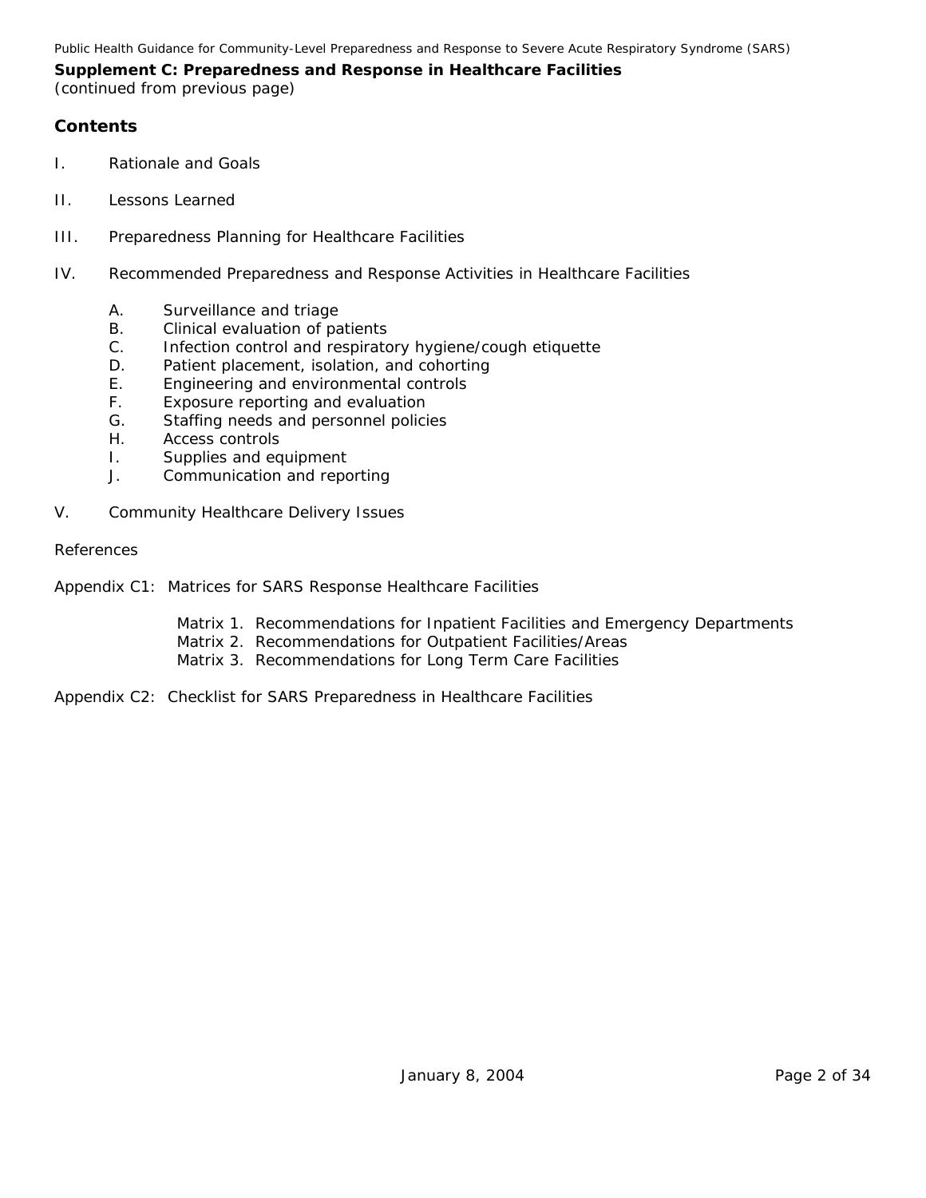**Supplement C: Preparedness and Response in Healthcare Facilities**
*(continued from previous page)*

## Contents

I. Rationale and Goals

II. Lessons Learned

III. Preparedness Planning for Healthcare Facilities

IV. Recommended Preparedness and Response Activities in Healthcare Facilities

- A. Surveillance and triage
- B. Clinical evaluation of patients
- C. Infection control and respiratory hygiene/cough etiquette
- D. Patient placement, isolation, and cohorting
- E. Engineering and environmental controls
- F. Exposure reporting and evaluation
- G. Staffing needs and personnel policies
- H. Access controls
- I. Supplies and equipment
- J. Communication and reporting

V. Community Healthcare Delivery Issues

References

Appendix C1: Matrices for SARS Response Healthcare Facilities

- Matrix 1. Recommendations for Inpatient Facilities and Emergency Departments
- Matrix 2. Recommendations for Outpatient Facilities/Areas
- Matrix 3. Recommendations for Long Term Care Facilities

Appendix C2: Checklist for SARS Preparedness in Healthcare Facilities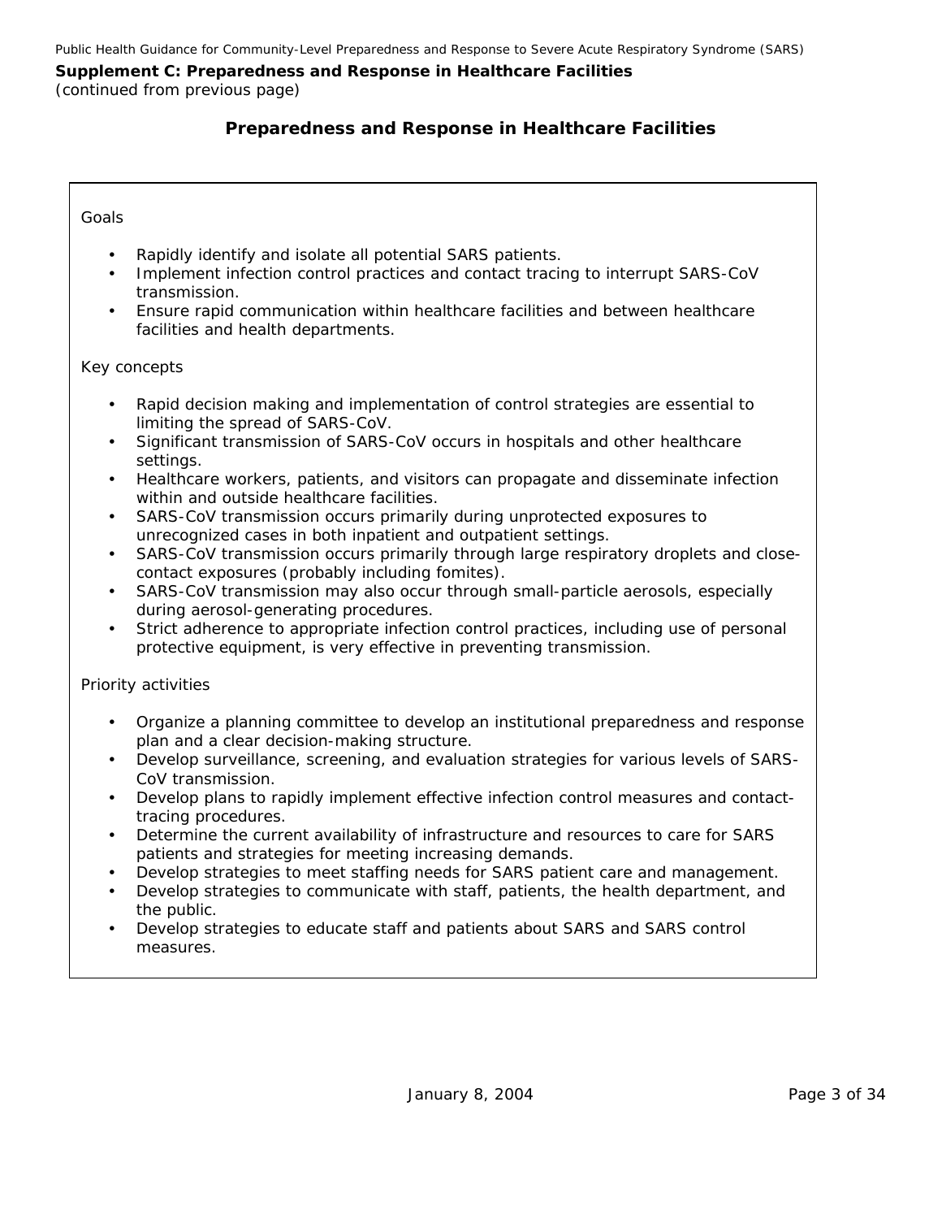**Supplement C: Preparedness and Response in Healthcare Facilities**
*(continued from previous page)*

## Preparedness and Response in Healthcare Facilities

Goals

- Rapidly identify and isolate all potential SARS patients.
- Implement infection control practices and contact tracing to interrupt SARS-CoV transmission.
- Ensure rapid communication within healthcare facilities and between healthcare facilities and health departments.

Key concepts

- Rapid decision making and implementation of control strategies are essential to limiting the spread of SARS-CoV.
- Significant transmission of SARS-CoV occurs in hospitals and other healthcare settings.
- Healthcare workers, patients, and visitors can propagate and disseminate infection within and outside healthcare facilities.
- SARS-CoV transmission occurs primarily during unprotected exposures to unrecognized cases in both inpatient and outpatient settings.
- SARS-CoV transmission occurs primarily through large respiratory droplets and close-contact exposures (probably including fomites).
- SARS-CoV transmission may also occur through small-particle aerosols, especially during aerosol-generating procedures.
- Strict adherence to appropriate infection control practices, including use of personal protective equipment, is very effective in preventing transmission.

Priority activities

- Organize a planning committee to develop an institutional preparedness and response plan and a clear decision-making structure.
- Develop surveillance, screening, and evaluation strategies for various levels of SARS-CoV transmission.
- Develop plans to rapidly implement effective infection control measures and contact-tracing procedures.
- Determine the current availability of infrastructure and resources to care for SARS patients and strategies for meeting increasing demands.
- Develop strategies to meet staffing needs for SARS patient care and management.
- Develop strategies to communicate with staff, patients, the health department, and the public.
- Develop strategies to educate staff and patients about SARS and SARS control measures.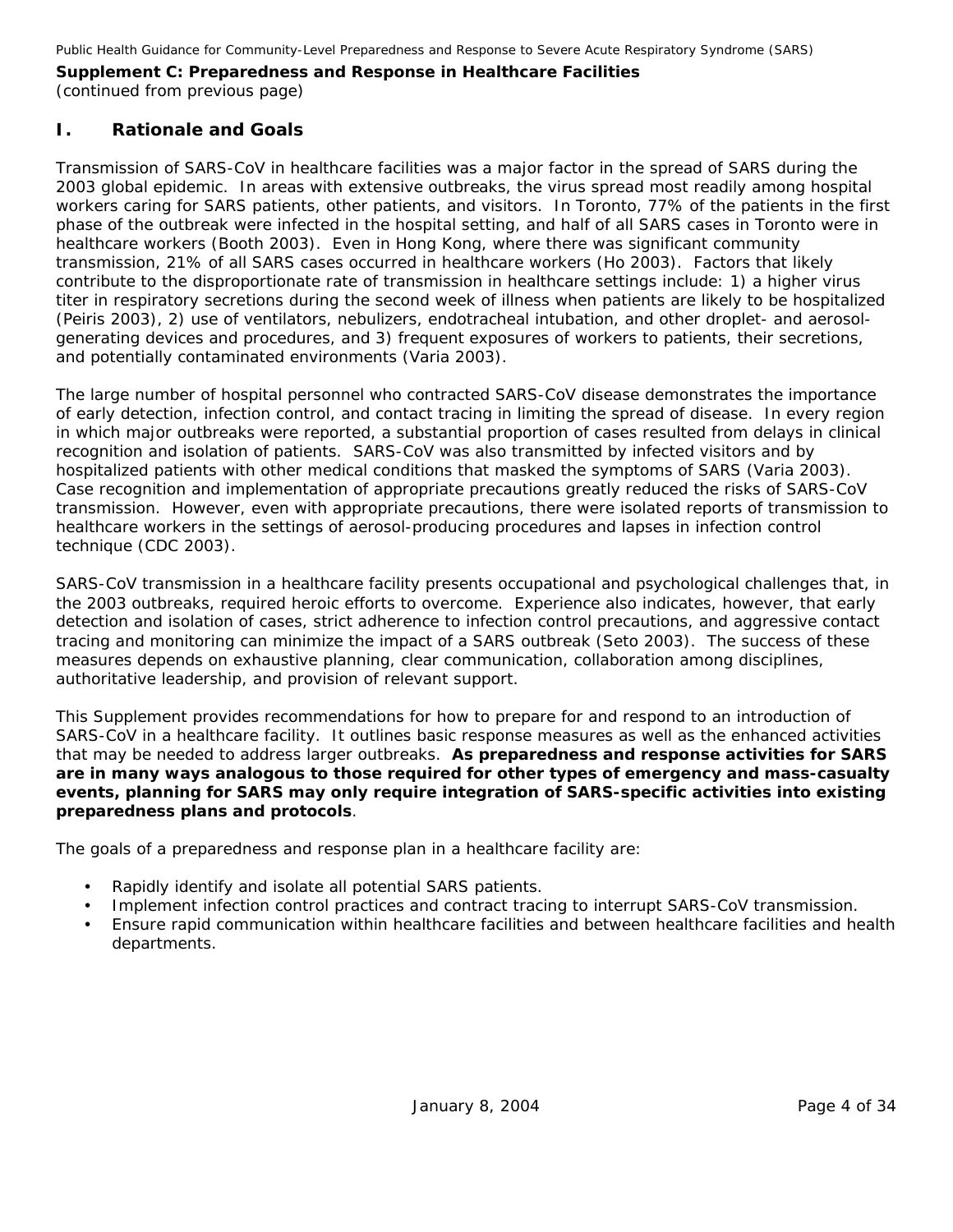**Supplement C: Preparedness and Response in Healthcare Facilities**
*(continued from previous page)*

## I. Rationale and Goals

Transmission of SARS-CoV in healthcare facilities was a major factor in the spread of SARS during the 2003 global epidemic. In areas with extensive outbreaks, the virus spread most readily among hospital workers caring for SARS patients, other patients, and visitors. In Toronto, 77% of the patients in the first phase of the outbreak were infected in the hospital setting, and half of all SARS cases in Toronto were in healthcare workers (Booth 2003). Even in Hong Kong, where there was significant community transmission, 21% of all SARS cases occurred in healthcare workers (Ho 2003). Factors that likely contribute to the disproportionate rate of transmission in healthcare settings include: 1) a higher virus titer in respiratory secretions during the second week of illness when patients are likely to be hospitalized (Peiris 2003), 2) use of ventilators, nebulizers, endotracheal intubation, and other droplet- and aerosol-generating devices and procedures, and 3) frequent exposures of workers to patients, their secretions, and potentially contaminated environments (Varia 2003).

The large number of hospital personnel who contracted SARS-CoV disease demonstrates the importance of early detection, infection control, and contact tracing in limiting the spread of disease. In every region in which major outbreaks were reported, a substantial proportion of cases resulted from delays in clinical recognition and isolation of patients. SARS-CoV was also transmitted by infected visitors and by hospitalized patients with other medical conditions that masked the symptoms of SARS (Varia 2003). Case recognition and implementation of appropriate precautions greatly reduced the risks of SARS-CoV transmission. However, even with appropriate precautions, there were isolated reports of transmission to healthcare workers in the settings of aerosol-producing procedures and lapses in infection control technique (CDC 2003).

SARS-CoV transmission in a healthcare facility presents occupational and psychological challenges that, in the 2003 outbreaks, required heroic efforts to overcome. Experience also indicates, however, that early detection and isolation of cases, strict adherence to infection control precautions, and aggressive contact tracing and monitoring can minimize the impact of a SARS outbreak (Seto 2003). The success of these measures depends on exhaustive planning, clear communication, collaboration among disciplines, authoritative leadership, and provision of relevant support.

This Supplement provides recommendations for how to prepare for and respond to an introduction of SARS-CoV in a healthcare facility. It outlines basic response measures as well as the enhanced activities that may be needed to address larger outbreaks. **As preparedness and response activities for SARS are in many ways analogous to those required for other types of emergency and mass-casualty events, planning for SARS may only require integration of SARS-specific activities into existing preparedness plans and protocols**.

The goals of a preparedness and response plan in a healthcare facility are:

- Rapidly identify and isolate all potential SARS patients.
- Implement infection control practices and contract tracing to interrupt SARS-CoV transmission.
- Ensure rapid communication within healthcare facilities and between healthcare facilities and health departments.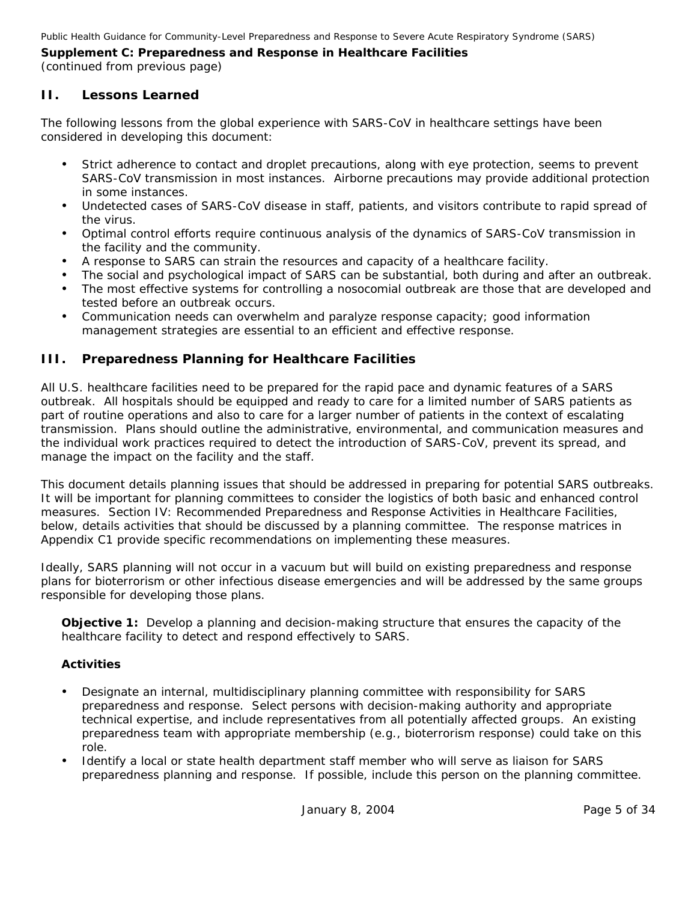**Supplement C: Preparedness and Response in Healthcare Facilities**
*(continued from previous page)*

## II. Lessons Learned

The following lessons from the global experience with SARS-CoV in healthcare settings have been considered in developing this document:

- Strict adherence to contact and droplet precautions, along with eye protection, seems to prevent SARS-CoV transmission in most instances. Airborne precautions may provide additional protection in some instances.
- Undetected cases of SARS-CoV disease in staff, patients, and visitors contribute to rapid spread of the virus.
- Optimal control efforts require continuous analysis of the dynamics of SARS-CoV transmission in the facility and the community.
- A response to SARS can strain the resources and capacity of a healthcare facility.
- The social and psychological impact of SARS can be substantial, both during and after an outbreak.
- The most effective systems for controlling a nosocomial outbreak are those that are developed and tested before an outbreak occurs.
- Communication needs can overwhelm and paralyze response capacity; good information management strategies are essential to an efficient and effective response.

## III. Preparedness Planning for Healthcare Facilities

All U.S. healthcare facilities need to be prepared for the rapid pace and dynamic features of a SARS outbreak. All hospitals should be equipped and ready to care for a limited number of SARS patients as part of routine operations and also to care for a larger number of patients in the context of escalating transmission. Plans should outline the administrative, environmental, and communication measures and the individual work practices required to detect the introduction of SARS-CoV, prevent its spread, and manage the impact on the facility and the staff.

This document details planning issues that should be addressed in preparing for potential SARS outbreaks. It will be important for planning committees to consider the logistics of both basic and enhanced control measures. Section IV: Recommended Preparedness and Response Activities in Healthcare Facilities, below, details activities that should be discussed by a planning committee. The response matrices in Appendix C1 provide specific recommendations on implementing these measures.

Ideally, SARS planning will not occur in a vacuum but will build on existing preparedness and response plans for bioterrorism or other infectious disease emergencies and will be addressed by the same groups responsible for developing those plans.

**Objective 1:** Develop a planning and decision-making structure that ensures the capacity of the healthcare facility to detect and respond effectively to SARS.

**Activities**

- Designate an internal, multidisciplinary planning committee with responsibility for SARS preparedness and response. Select persons with decision-making authority and appropriate technical expertise, and include representatives from all potentially affected groups. An existing preparedness team with appropriate membership (e.g., bioterrorism response) could take on this role.
- Identify a local or state health department staff member who will serve as liaison for SARS preparedness planning and response. If possible, include this person on the planning committee.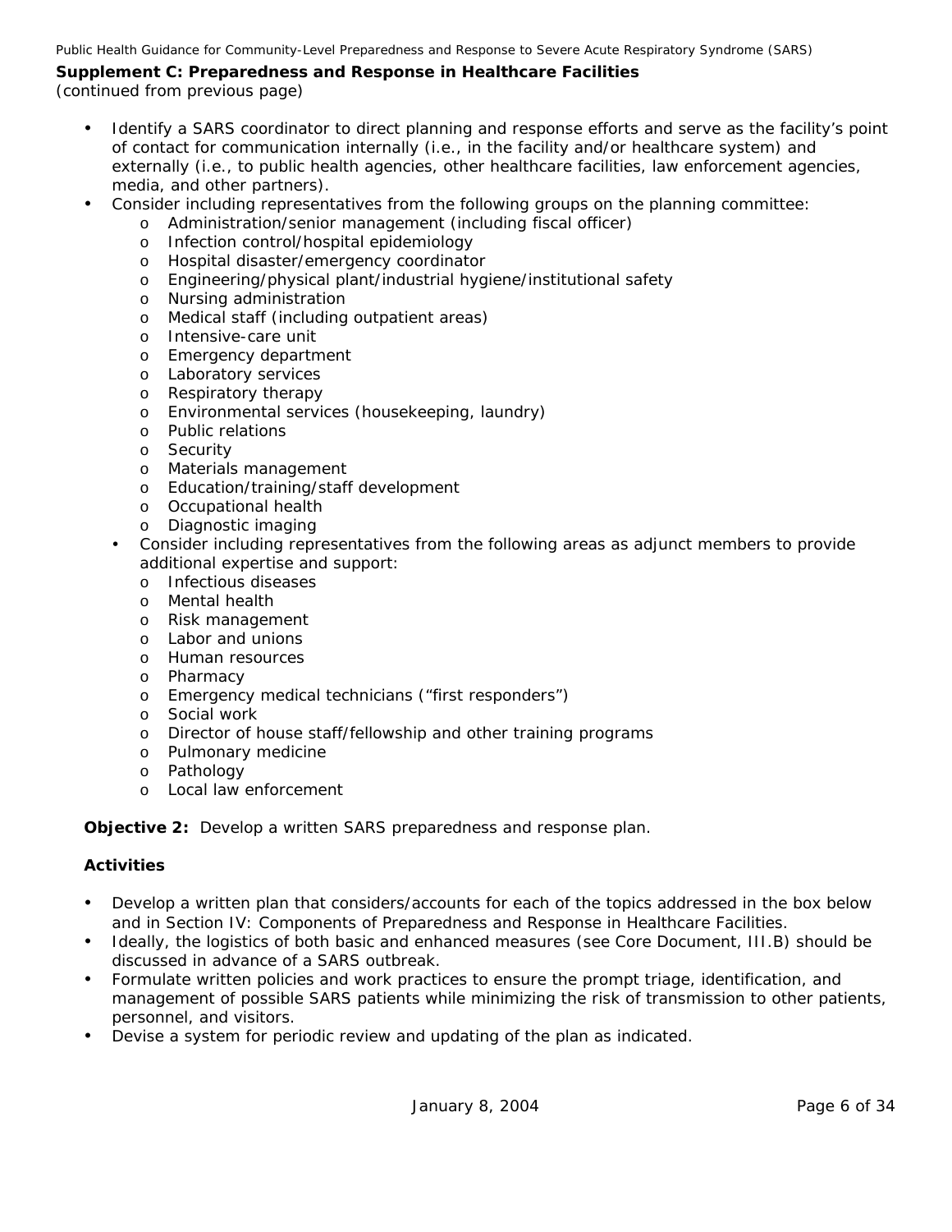**Supplement C: Preparedness and Response in Healthcare Facilities**
(continued from previous page)

- Identify a SARS coordinator to direct planning and response efforts and serve as the facility's point of contact for communication internally (i.e., in the facility and/or healthcare system) and externally (i.e., to public health agencies, other healthcare facilities, law enforcement agencies, media, and other partners).
- Consider including representatives from the following groups on the planning committee:
  - Administration/senior management (including fiscal officer)
  - Infection control/hospital epidemiology
  - Hospital disaster/emergency coordinator
  - Engineering/physical plant/industrial hygiene/institutional safety
  - Nursing administration
  - Medical staff (including outpatient areas)
  - Intensive-care unit
  - Emergency department
  - Laboratory services
  - Respiratory therapy
  - Environmental services (housekeeping, laundry)
  - Public relations
  - Security
  - Materials management
  - Education/training/staff development
  - Occupational health
  - Diagnostic imaging
- Consider including representatives from the following areas as adjunct members to provide additional expertise and support:
  - Infectious diseases
  - Mental health
  - Risk management
  - Labor and unions
  - Human resources
  - Pharmacy
  - Emergency medical technicians ("first responders")
  - Social work
  - Director of house staff/fellowship and other training programs
  - Pulmonary medicine
  - Pathology
  - Local law enforcement

**Objective 2:** Develop a written SARS preparedness and response plan.

**Activities**

- Develop a written plan that considers/accounts for each of the topics addressed in the box below and in Section IV: Components of Preparedness and Response in Healthcare Facilities.
- Ideally, the logistics of both basic and enhanced measures (see Core Document, III.B) should be discussed in advance of a SARS outbreak.
- Formulate written policies and work practices to ensure the prompt triage, identification, and management of possible SARS patients while minimizing the risk of transmission to other patients, personnel, and visitors.
- Devise a system for periodic review and updating of the plan as indicated.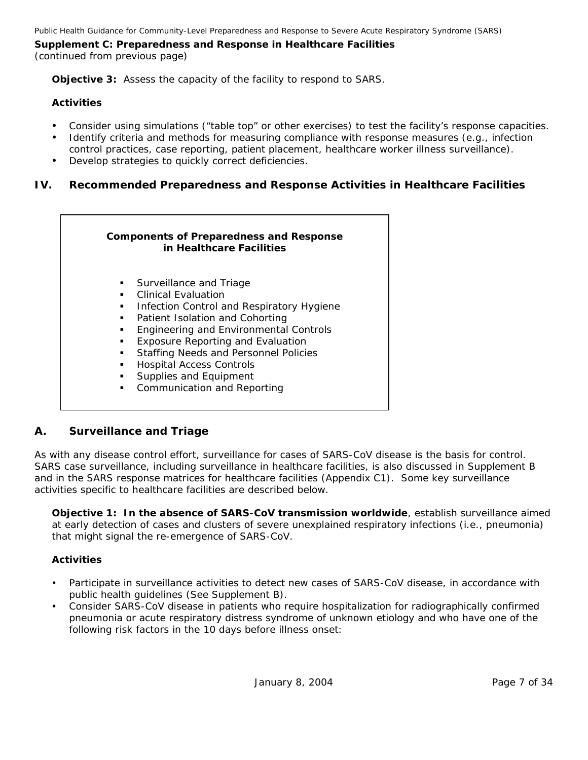**Supplement C: Preparedness and Response in Healthcare Facilities**
*(continued from previous page)*

**Objective 3:** Assess the capacity of the facility to respond to SARS.

**Activities**

- Consider using simulations ("table top" or other exercises) to test the facility's response capacities.
- Identify criteria and methods for measuring compliance with response measures (e.g., infection control practices, case reporting, patient placement, healthcare worker illness surveillance).
- Develop strategies to quickly correct deficiencies.

## IV. Recommended Preparedness and Response Activities in Healthcare Facilities

**Components of Preparedness and Response in Healthcare Facilities**

- Surveillance and Triage
- Clinical Evaluation
- Infection Control and Respiratory Hygiene
- Patient Isolation and Cohorting
- Engineering and Environmental Controls
- Exposure Reporting and Evaluation
- Staffing Needs and Personnel Policies
- Hospital Access Controls
- Supplies and Equipment
- Communication and Reporting

### A. Surveillance and Triage

As with any disease control effort, surveillance for cases of SARS-CoV disease is the basis for control. SARS case surveillance, including surveillance in healthcare facilities, is also discussed in Supplement B and in the SARS response matrices for healthcare facilities (Appendix C1). Some key surveillance activities specific to healthcare facilities are described below.

**Objective 1: In the absence of SARS-CoV transmission worldwide**, establish surveillance aimed at early detection of cases and clusters of severe unexplained respiratory infections (i.e., pneumonia) that might signal the re-emergence of SARS-CoV.

**Activities**

- Participate in surveillance activities to detect new cases of SARS-CoV disease, in accordance with public health guidelines (See Supplement B).
- Consider SARS-CoV disease in patients who require hospitalization for radiographically confirmed pneumonia or acute respiratory distress syndrome of unknown etiology and who have one of the following risk factors in the 10 days before illness onset: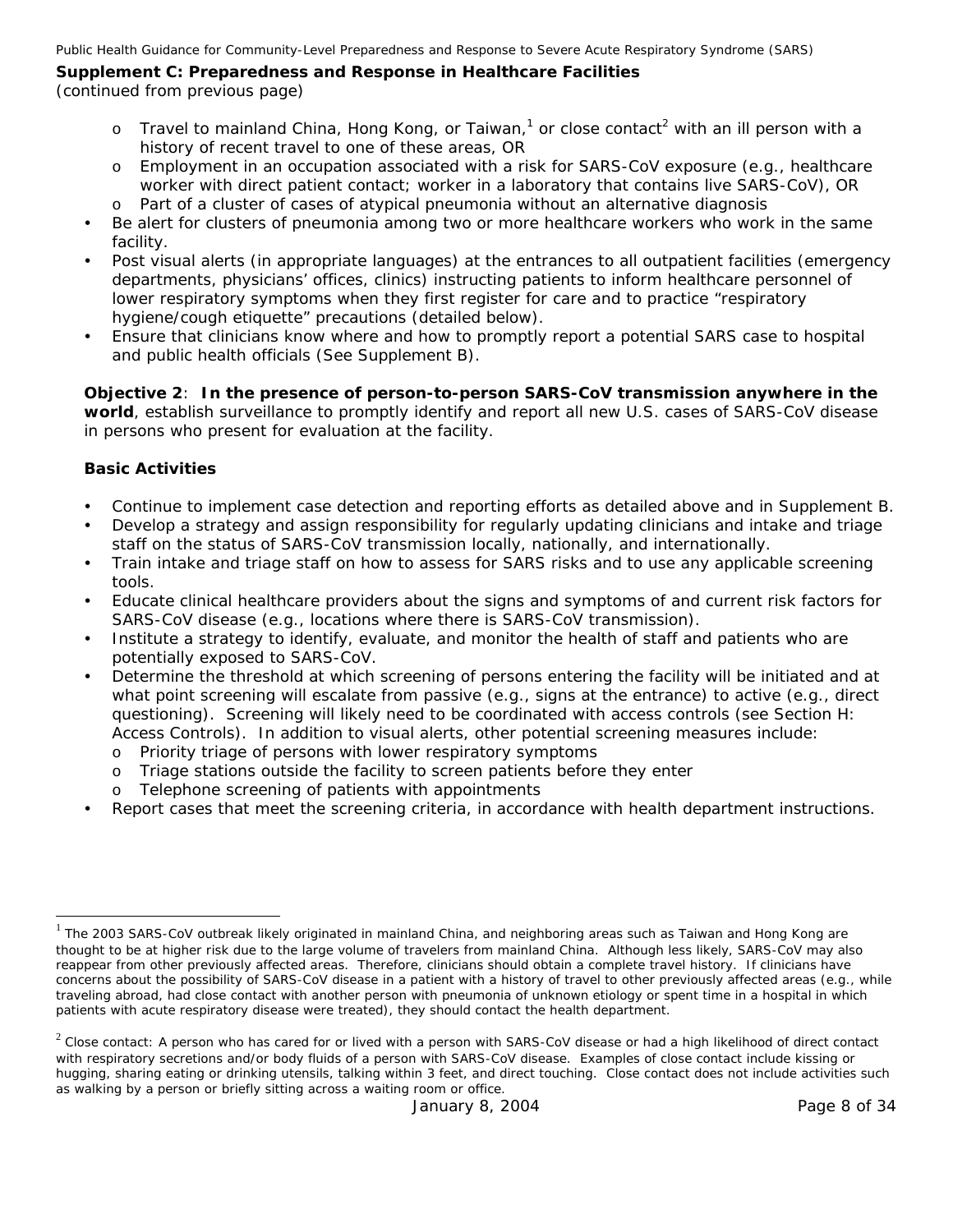**Supplement C: Preparedness and Response in Healthcare Facilities**
*(continued from previous page)*

- Travel to mainland China, Hong Kong, or Taiwan,[1] or close contact[2] with an ill person with a history of recent travel to one of these areas, OR
  - Employment in an occupation associated with a risk for SARS-CoV exposure (e.g., healthcare worker with direct patient contact; worker in a laboratory that contains live SARS-CoV), OR
  - Part of a cluster of cases of atypical pneumonia without an alternative diagnosis
- Be alert for clusters of pneumonia among two or more healthcare workers who work in the same facility.
- Post visual alerts (in appropriate languages) at the entrances to all outpatient facilities (emergency departments, physicians' offices, clinics) instructing patients to inform healthcare personnel of lower respiratory symptoms when they first register for care and to practice "respiratory hygiene/cough etiquette" precautions (detailed below).
- Ensure that clinicians know where and how to promptly report a potential SARS case to hospital and public health officials (See Supplement B).

**Objective 2**: **In the presence of person-to-person SARS-CoV transmission anywhere in the world**, establish surveillance to promptly identify and report all new U.S. cases of SARS-CoV disease in persons who present for evaluation at the facility.

**Basic Activities**

- Continue to implement case detection and reporting efforts as detailed above and in Supplement B.
- Develop a strategy and assign responsibility for regularly updating clinicians and intake and triage staff on the status of SARS-CoV transmission locally, nationally, and internationally.
- Train intake and triage staff on how to assess for SARS risks and to use any applicable screening tools.
- Educate clinical healthcare providers about the signs and symptoms of and current risk factors for SARS-CoV disease (e.g., locations where there is SARS-CoV transmission).
- Institute a strategy to identify, evaluate, and monitor the health of staff and patients who are potentially exposed to SARS-CoV.
- Determine the threshold at which screening of persons entering the facility will be initiated and at what point screening will escalate from passive (e.g., signs at the entrance) to active (e.g., direct questioning). Screening will likely need to be coordinated with access controls (see Section H: Access Controls). In addition to visual alerts, other potential screening measures include:
  - Priority triage of persons with lower respiratory symptoms
  - Triage stations outside the facility to screen patients before they enter
  - Telephone screening of patients with appointments
- Report cases that meet the screening criteria, in accordance with health department instructions.

---

[1] The 2003 SARS-CoV outbreak likely originated in mainland China, and neighboring areas such as Taiwan and Hong Kong are thought to be at higher risk due to the large volume of travelers from mainland China. Although less likely, SARS-CoV may also reappear from other previously affected areas. Therefore, clinicians should obtain a complete travel history. If clinicians have concerns about the possibility of SARS-CoV disease in a patient with a history of travel to other previously affected areas (e.g., while traveling abroad, had close contact with another person with pneumonia of unknown etiology or spent time in a hospital in which patients with acute respiratory disease were treated), they should contact the health department.

[2] Close contact: A person who has cared for or lived with a person with SARS-CoV disease or had a high likelihood of direct contact with respiratory secretions and/or body fluids of a person with SARS-CoV disease. Examples of close contact include kissing or hugging, sharing eating or drinking utensils, talking within 3 feet, and direct touching. Close contact does not include activities such as walking by a person or briefly sitting across a waiting room or office.

January 8, 2004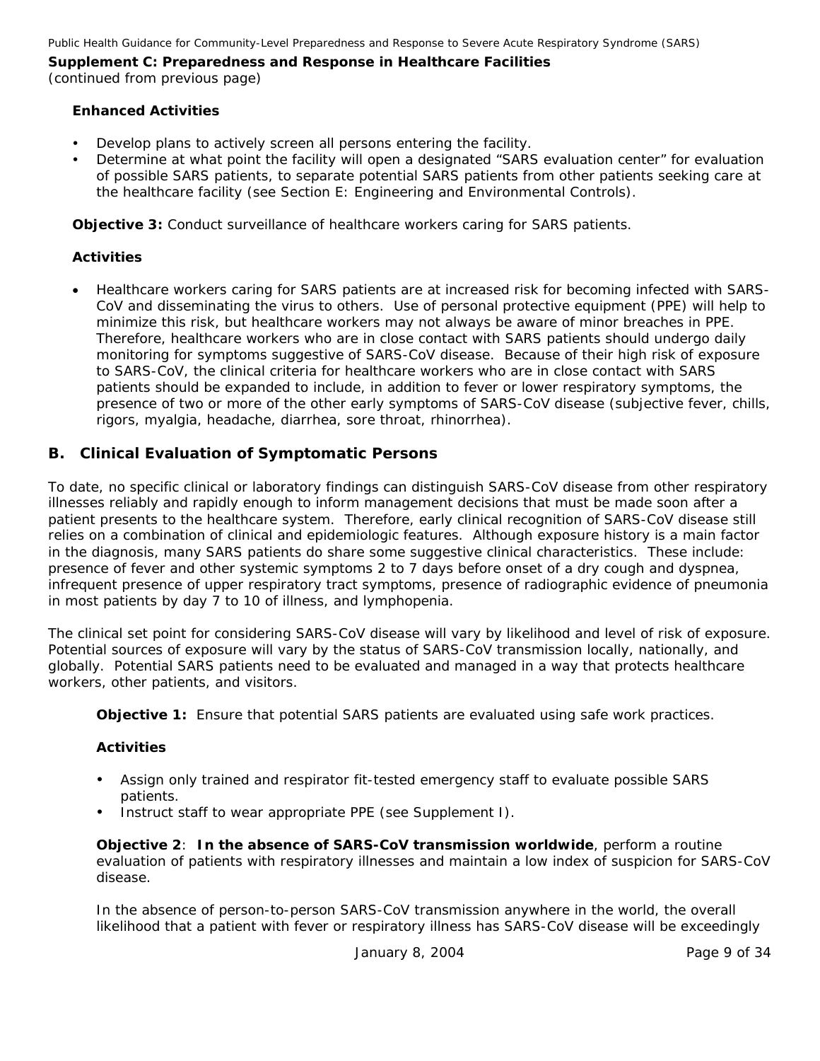**Supplement C: Preparedness and Response in Healthcare Facilities**
*(continued from previous page)*

**Enhanced Activities**

- Develop plans to actively screen all persons entering the facility.
- Determine at what point the facility will open a designated "SARS evaluation center" for evaluation of possible SARS patients, to separate potential SARS patients from other patients seeking care at the healthcare facility (see Section E: Engineering and Environmental Controls).

**Objective 3:** Conduct surveillance of healthcare workers caring for SARS patients.

**Activities**

- Healthcare workers caring for SARS patients are at increased risk for becoming infected with SARS-CoV and disseminating the virus to others. Use of personal protective equipment (PPE) will help to minimize this risk, but healthcare workers may not always be aware of minor breaches in PPE. Therefore, healthcare workers who are in close contact with SARS patients should undergo daily monitoring for symptoms suggestive of SARS-CoV disease. Because of their high risk of exposure to SARS-CoV, the clinical criteria for healthcare workers who are in close contact with SARS patients should be expanded to include, in addition to fever or lower respiratory symptoms, the presence of two or more of the other early symptoms of SARS-CoV disease (subjective fever, chills, rigors, myalgia, headache, diarrhea, sore throat, rhinorrhea).

## B. Clinical Evaluation of Symptomatic Persons

To date, no specific clinical or laboratory findings can distinguish SARS-CoV disease from other respiratory illnesses reliably and rapidly enough to inform management decisions that must be made soon after a patient presents to the healthcare system. Therefore, early clinical recognition of SARS-CoV disease still relies on a combination of clinical and epidemiologic features. Although exposure history is a main factor in the diagnosis, many SARS patients do share some suggestive clinical characteristics. These include: presence of fever and other systemic symptoms 2 to 7 days before onset of a dry cough and dyspnea, infrequent presence of upper respiratory tract symptoms, presence of radiographic evidence of pneumonia in most patients by day 7 to 10 of illness, and lymphopenia.

The clinical set point for considering SARS-CoV disease will vary by likelihood and level of risk of exposure. Potential sources of exposure will vary by the status of SARS-CoV transmission locally, nationally, and globally. Potential SARS patients need to be evaluated and managed in a way that protects healthcare workers, other patients, and visitors.

**Objective 1:** Ensure that potential SARS patients are evaluated using safe work practices.

**Activities**

- Assign only trained and respirator fit-tested emergency staff to evaluate possible SARS patients.
- Instruct staff to wear appropriate PPE (see Supplement I).

**Objective 2**: **In the absence of SARS-CoV transmission worldwide**, perform a routine evaluation of patients with respiratory illnesses and maintain a low index of suspicion for SARS-CoV disease.

In the absence of person-to-person SARS-CoV transmission anywhere in the world, the overall likelihood that a patient with fever or respiratory illness has SARS-CoV disease will be exceedingly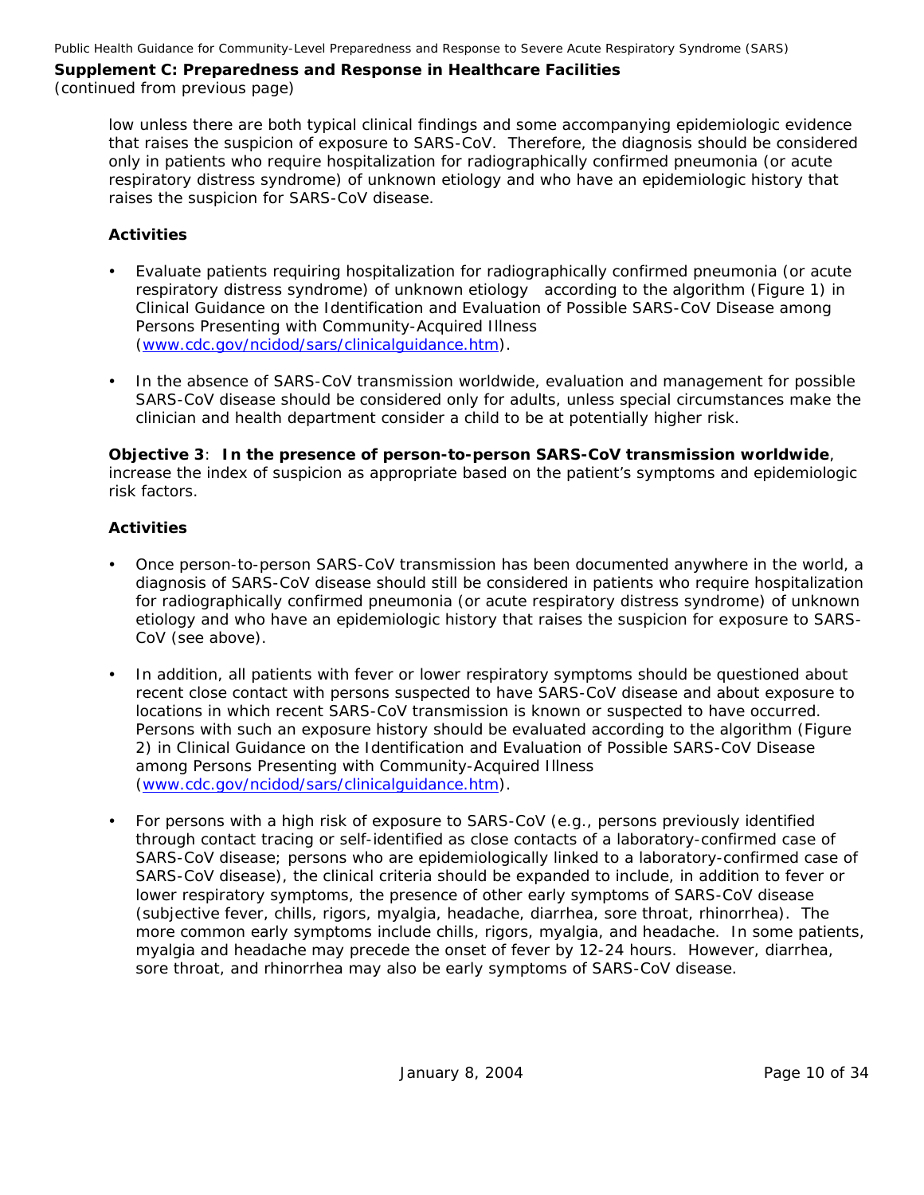low unless there are both typical clinical findings and some accompanying epidemiologic evidence that raises the suspicion of exposure to SARS-CoV. Therefore, the diagnosis should be considered only in patients who require hospitalization for radiographically confirmed pneumonia (or acute respiratory distress syndrome) of unknown etiology and who have an epidemiologic history that raises the suspicion for SARS-CoV disease.

**Activities**

- Evaluate patients requiring hospitalization for radiographically confirmed pneumonia (or acute respiratory distress syndrome) of unknown etiology according to the algorithm (Figure 1) in Clinical Guidance on the Identification and Evaluation of Possible SARS-CoV Disease among Persons Presenting with Community-Acquired Illness ([www.cdc.gov/ncidod/sars/clinicalguidance.htm](www.cdc.gov/ncidod/sars/clinicalguidance.htm)).

- In the absence of SARS-CoV transmission worldwide, evaluation and management for possible SARS-CoV disease should be considered only for adults, unless special circumstances make the clinician and health department consider a child to be at potentially higher risk.

**Objective 3**: **In the presence of person-to-person SARS-CoV transmission worldwide**, increase the index of suspicion as appropriate based on the patient's symptoms and epidemiologic risk factors.

**Activities**

- Once person-to-person SARS-CoV transmission has been documented anywhere in the world, a diagnosis of SARS-CoV disease should still be considered in patients who require hospitalization for radiographically confirmed pneumonia (or acute respiratory distress syndrome) of unknown etiology and who have an epidemiologic history that raises the suspicion for exposure to SARS-CoV (see above).

- In addition, all patients with fever or lower respiratory symptoms should be questioned about recent close contact with persons suspected to have SARS-CoV disease and about exposure to locations in which recent SARS-CoV transmission is known or suspected to have occurred. Persons with such an exposure history should be evaluated according to the algorithm (Figure 2) in Clinical Guidance on the Identification and Evaluation of Possible SARS-CoV Disease among Persons Presenting with Community-Acquired Illness ([www.cdc.gov/ncidod/sars/clinicalguidance.htm](www.cdc.gov/ncidod/sars/clinicalguidance.htm)).

- For persons with a high risk of exposure to SARS-CoV (e.g., persons previously identified through contact tracing or self-identified as close contacts of a laboratory-confirmed case of SARS-CoV disease; persons who are epidemiologically linked to a laboratory-confirmed case of SARS-CoV disease), the clinical criteria should be expanded to include, in addition to fever or lower respiratory symptoms, the presence of other early symptoms of SARS-CoV disease (subjective fever, chills, rigors, myalgia, headache, diarrhea, sore throat, rhinorrhea). The more common early symptoms include chills, rigors, myalgia, and headache. In some patients, myalgia and headache may precede the onset of fever by 12-24 hours. However, diarrhea, sore throat, and rhinorrhea may also be early symptoms of SARS-CoV disease.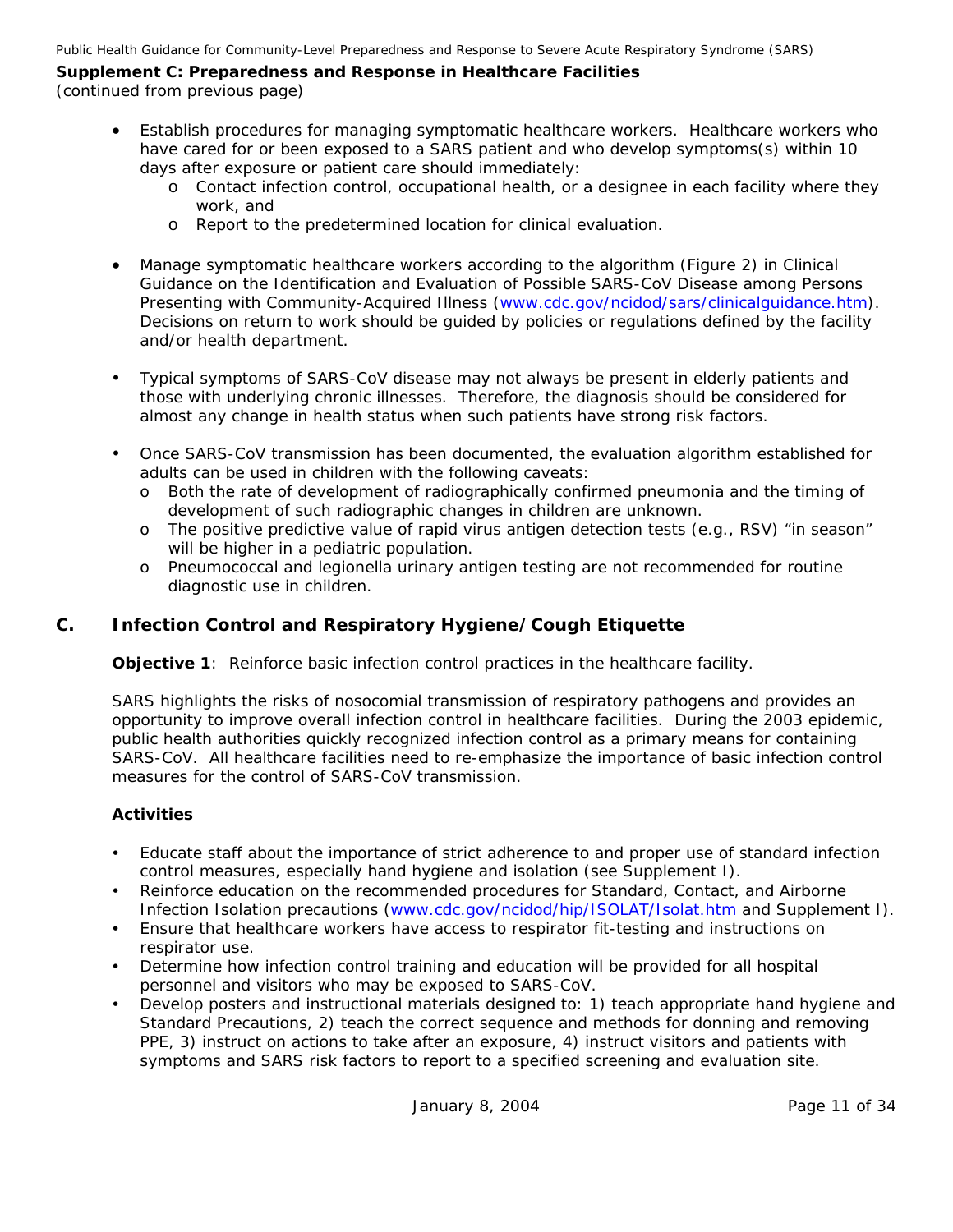**Supplement C: Preparedness and Response in Healthcare Facilities**
*(continued from previous page)*

- Establish procedures for managing symptomatic healthcare workers. Healthcare workers who have cared for or been exposed to a SARS patient and who develop symptoms(s) within 10 days after exposure or patient care should immediately:
  - Contact infection control, occupational health, or a designee in each facility where they work, and
  - Report to the predetermined location for clinical evaluation.

- Manage symptomatic healthcare workers according to the algorithm (Figure 2) in Clinical Guidance on the Identification and Evaluation of Possible SARS-CoV Disease among Persons Presenting with Community-Acquired Illness (www.cdc.gov/ncidod/sars/clinicalguidance.htm). Decisions on return to work should be guided by policies or regulations defined by the facility and/or health department.

- Typical symptoms of SARS-CoV disease may not always be present in elderly patients and those with underlying chronic illnesses. Therefore, the diagnosis should be considered for almost any change in health status when such patients have strong risk factors.

- Once SARS-CoV transmission has been documented, the evaluation algorithm established for adults can be used in children with the following caveats:
  - Both the rate of development of radiographically confirmed pneumonia and the timing of development of such radiographic changes in children are unknown.
  - The positive predictive value of rapid virus antigen detection tests (e.g., RSV) "in season" will be higher in a pediatric population.
  - Pneumococcal and legionella urinary antigen testing are not recommended for routine diagnostic use in children.

## C. Infection Control and Respiratory Hygiene/Cough Etiquette

**Objective 1**: Reinforce basic infection control practices in the healthcare facility.

SARS highlights the risks of nosocomial transmission of respiratory pathogens and provides an opportunity to improve overall infection control in healthcare facilities. During the 2003 epidemic, public health authorities quickly recognized infection control as a primary means for containing SARS-CoV. All healthcare facilities need to re-emphasize the importance of basic infection control measures for the control of SARS-CoV transmission.

**Activities**

- Educate staff about the importance of strict adherence to and proper use of standard infection control measures, especially hand hygiene and isolation (see Supplement I).
- Reinforce education on the recommended procedures for Standard, Contact, and Airborne Infection Isolation precautions (www.cdc.gov/ncidod/hip/ISOLAT/Isolat.htm and Supplement I).
- Ensure that healthcare workers have access to respirator fit-testing and instructions on respirator use.
- Determine how infection control training and education will be provided for all hospital personnel and visitors who may be exposed to SARS-CoV.
- Develop posters and instructional materials designed to: 1) teach appropriate hand hygiene and Standard Precautions, 2) teach the correct sequence and methods for donning and removing PPE, 3) instruct on actions to take after an exposure, 4) instruct visitors and patients with symptoms and SARS risk factors to report to a specified screening and evaluation site.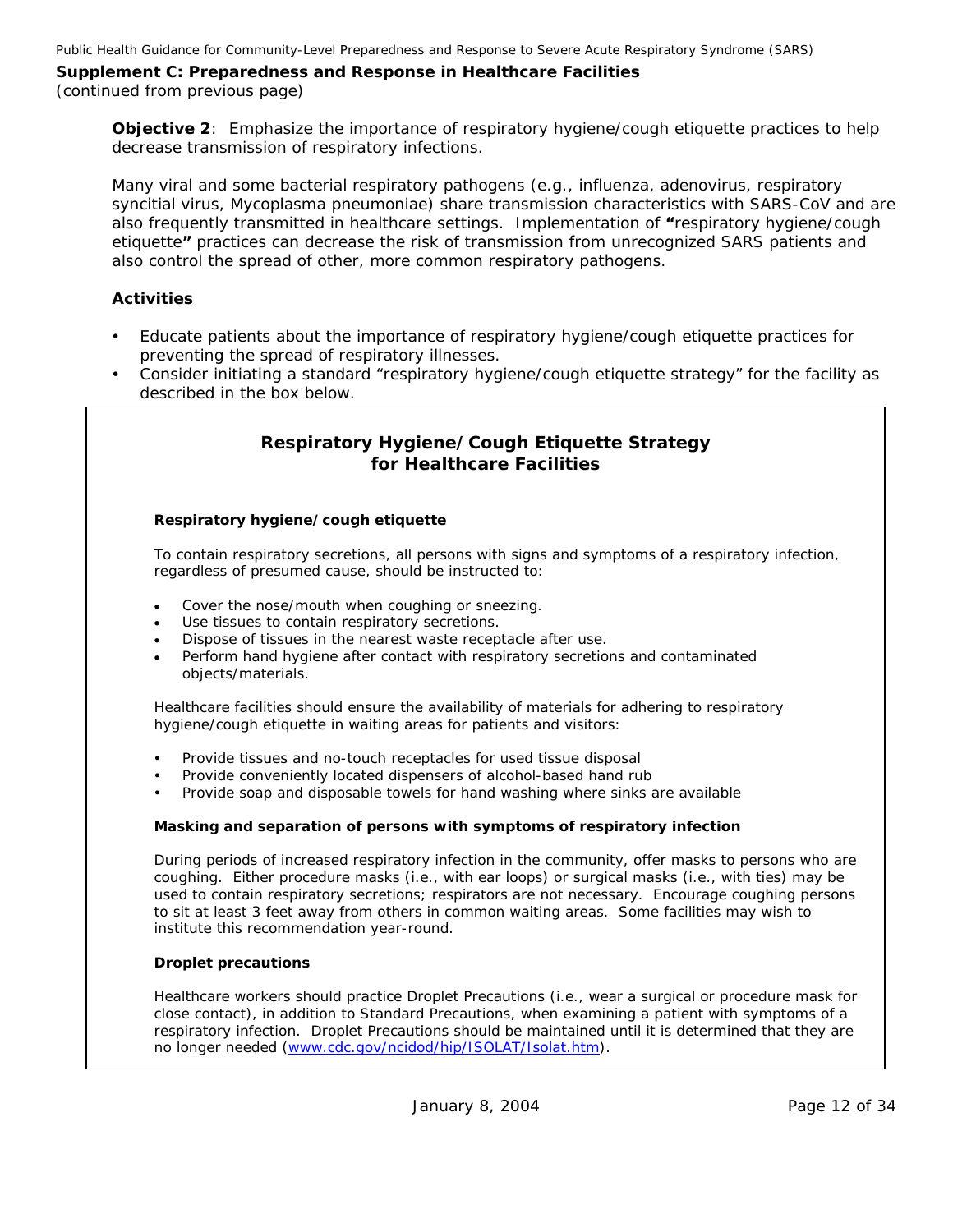**Supplement C: Preparedness and Response in Healthcare Facilities**
*(continued from previous page)*

**Objective 2**: Emphasize the importance of respiratory hygiene/cough etiquette practices to help decrease transmission of respiratory infections.

Many viral and some bacterial respiratory pathogens (e.g., influenza, adenovirus, respiratory syncitial virus, Mycoplasma pneumoniae) share transmission characteristics with SARS-CoV and are also frequently transmitted in healthcare settings. Implementation of **"**respiratory hygiene/cough etiquette**"** practices can decrease the risk of transmission from unrecognized SARS patients and also control the spread of other, more common respiratory pathogens.

### Activities

- Educate patients about the importance of respiratory hygiene/cough etiquette practices for preventing the spread of respiratory illnesses.
- Consider initiating a standard "respiratory hygiene/cough etiquette strategy" for the facility as described in the box below.

## Respiratory Hygiene/Cough Etiquette Strategy for Healthcare Facilities

**Respiratory hygiene/cough etiquette**

To contain respiratory secretions, all persons with signs and symptoms of a respiratory infection, regardless of presumed cause, should be instructed to:

- Cover the nose/mouth when coughing or sneezing.
- Use tissues to contain respiratory secretions.
- Dispose of tissues in the nearest waste receptacle after use.
- Perform hand hygiene after contact with respiratory secretions and contaminated objects/materials.

Healthcare facilities should ensure the availability of materials for adhering to respiratory hygiene/cough etiquette in waiting areas for patients and visitors:

- Provide tissues and no-touch receptacles for used tissue disposal
- Provide conveniently located dispensers of alcohol-based hand rub
- Provide soap and disposable towels for hand washing where sinks are available

**Masking and separation of persons with symptoms of respiratory infection**

During periods of increased respiratory infection in the community, offer masks to persons who are coughing. Either procedure masks (i.e., with ear loops) or surgical masks (i.e., with ties) may be used to contain respiratory secretions; respirators are not necessary. Encourage coughing persons to sit at least 3 feet away from others in common waiting areas. Some facilities may wish to institute this recommendation year-round.

**Droplet precautions**

Healthcare workers should practice Droplet Precautions (i.e., wear a surgical or procedure mask for close contact), in addition to Standard Precautions, when examining a patient with symptoms of a respiratory infection. Droplet Precautions should be maintained until it is determined that they are no longer needed (www.cdc.gov/ncidod/hip/ISOLAT/Isolat.htm).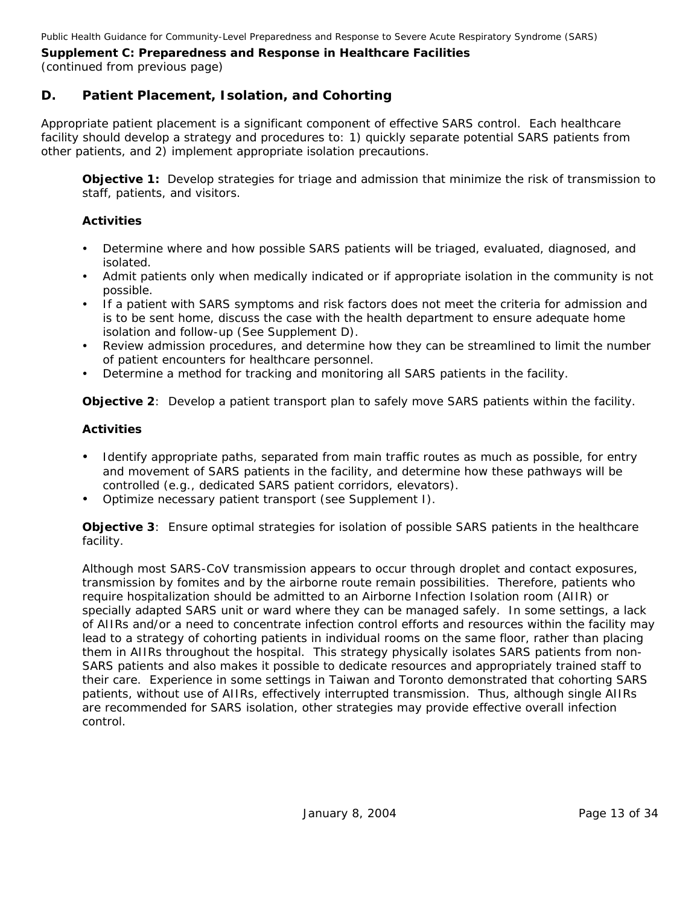**Supplement C: Preparedness and Response in Healthcare Facilities**
*(continued from previous page)*

## D. Patient Placement, Isolation, and Cohorting

Appropriate patient placement is a significant component of effective SARS control. Each healthcare facility should develop a strategy and procedures to: 1) quickly separate potential SARS patients from other patients, and 2) implement appropriate isolation precautions.

**Objective 1:** Develop strategies for triage and admission that minimize the risk of transmission to staff, patients, and visitors.

**Activities**

- Determine where and how possible SARS patients will be triaged, evaluated, diagnosed, and isolated.
- Admit patients only when medically indicated or if appropriate isolation in the community is not possible.
- If a patient with SARS symptoms and risk factors does not meet the criteria for admission and is to be sent home, discuss the case with the health department to ensure adequate home isolation and follow-up (See Supplement D).
- Review admission procedures, and determine how they can be streamlined to limit the number of patient encounters for healthcare personnel.
- Determine a method for tracking and monitoring all SARS patients in the facility.

**Objective 2**: Develop a patient transport plan to safely move SARS patients within the facility.

**Activities**

- Identify appropriate paths, separated from main traffic routes as much as possible, for entry and movement of SARS patients in the facility, and determine how these pathways will be controlled (e.g., dedicated SARS patient corridors, elevators).
- Optimize necessary patient transport (see Supplement I).

**Objective 3**: Ensure optimal strategies for isolation of possible SARS patients in the healthcare facility.

Although most SARS-CoV transmission appears to occur through droplet and contact exposures, transmission by fomites and by the airborne route remain possibilities. Therefore, patients who require hospitalization should be admitted to an Airborne Infection Isolation room (AIIR) or specially adapted SARS unit or ward where they can be managed safely. In some settings, a lack of AIIRs and/or a need to concentrate infection control efforts and resources within the facility may lead to a strategy of cohorting patients in individual rooms on the same floor, rather than placing them in AIIRs throughout the hospital. This strategy physically isolates SARS patients from non-SARS patients and also makes it possible to dedicate resources and appropriately trained staff to their care. Experience in some settings in Taiwan and Toronto demonstrated that cohorting SARS patients, without use of AIIRs, effectively interrupted transmission. Thus, although single AIIRs are recommended for SARS isolation, other strategies may provide effective overall infection control.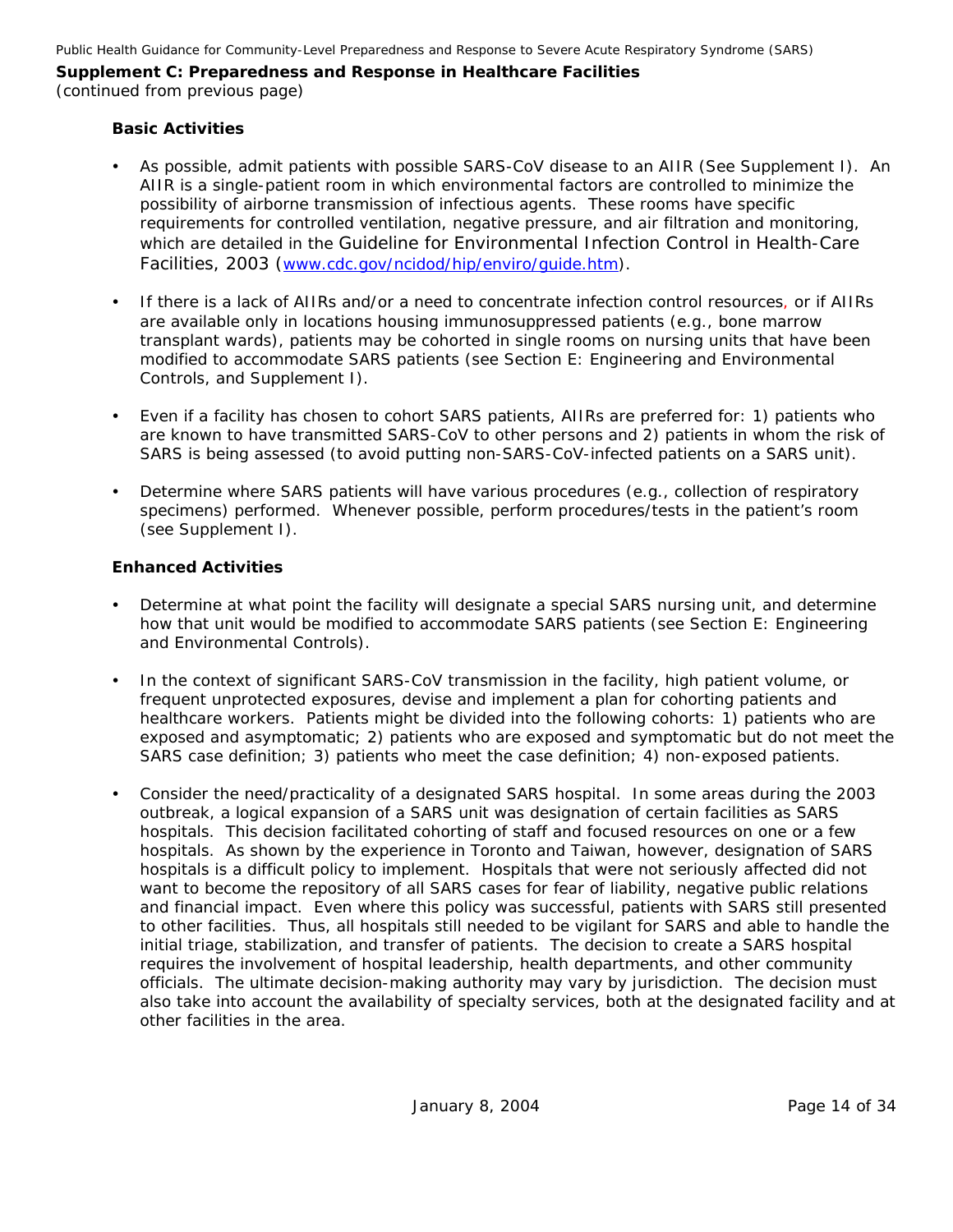**Supplement C: Preparedness and Response in Healthcare Facilities**
*(continued from previous page)*

**Basic Activities**

- As possible, admit patients with possible SARS-CoV disease to an AIIR (See Supplement I). An AIIR is a single-patient room in which environmental factors are controlled to minimize the possibility of airborne transmission of infectious agents. These rooms have specific requirements for controlled ventilation, negative pressure, and air filtration and monitoring, which are detailed in the Guideline for Environmental Infection Control in Health-Care Facilities, 2003 (www.cdc.gov/ncidod/hip/enviro/guide.htm).

- If there is a lack of AIIRs and/or a need to concentrate infection control resources, or if AIIRs are available only in locations housing immunosuppressed patients (e.g., bone marrow transplant wards), patients may be cohorted in single rooms on nursing units that have been modified to accommodate SARS patients (see Section E: Engineering and Environmental Controls, and Supplement I).

- Even if a facility has chosen to cohort SARS patients, AIIRs are preferred for: 1) patients who are known to have transmitted SARS-CoV to other persons and 2) patients in whom the risk of SARS is being assessed (to avoid putting non-SARS-CoV-infected patients on a SARS unit).

- Determine where SARS patients will have various procedures (e.g., collection of respiratory specimens) performed. Whenever possible, perform procedures/tests in the patient's room (see Supplement I).

**Enhanced Activities**

- Determine at what point the facility will designate a special SARS nursing unit, and determine how that unit would be modified to accommodate SARS patients (see Section E: Engineering and Environmental Controls).

- In the context of significant SARS-CoV transmission in the facility, high patient volume, or frequent unprotected exposures, devise and implement a plan for cohorting patients and healthcare workers. Patients might be divided into the following cohorts: 1) patients who are exposed and asymptomatic; 2) patients who are exposed and symptomatic but do not meet the SARS case definition; 3) patients who meet the case definition; 4) non-exposed patients.

- Consider the need/practicality of a designated SARS hospital. In some areas during the 2003 outbreak, a logical expansion of a SARS unit was designation of certain facilities as SARS hospitals. This decision facilitated cohorting of staff and focused resources on one or a few hospitals. As shown by the experience in Toronto and Taiwan, however, designation of SARS hospitals is a difficult policy to implement. Hospitals that were not seriously affected did not want to become the repository of all SARS cases for fear of liability, negative public relations and financial impact. Even where this policy was successful, patients with SARS still presented to other facilities. Thus, all hospitals still needed to be vigilant for SARS and able to handle the initial triage, stabilization, and transfer of patients. The decision to create a SARS hospital requires the involvement of hospital leadership, health departments, and other community officials. The ultimate decision-making authority may vary by jurisdiction. The decision must also take into account the availability of specialty services, both at the designated facility and at other facilities in the area.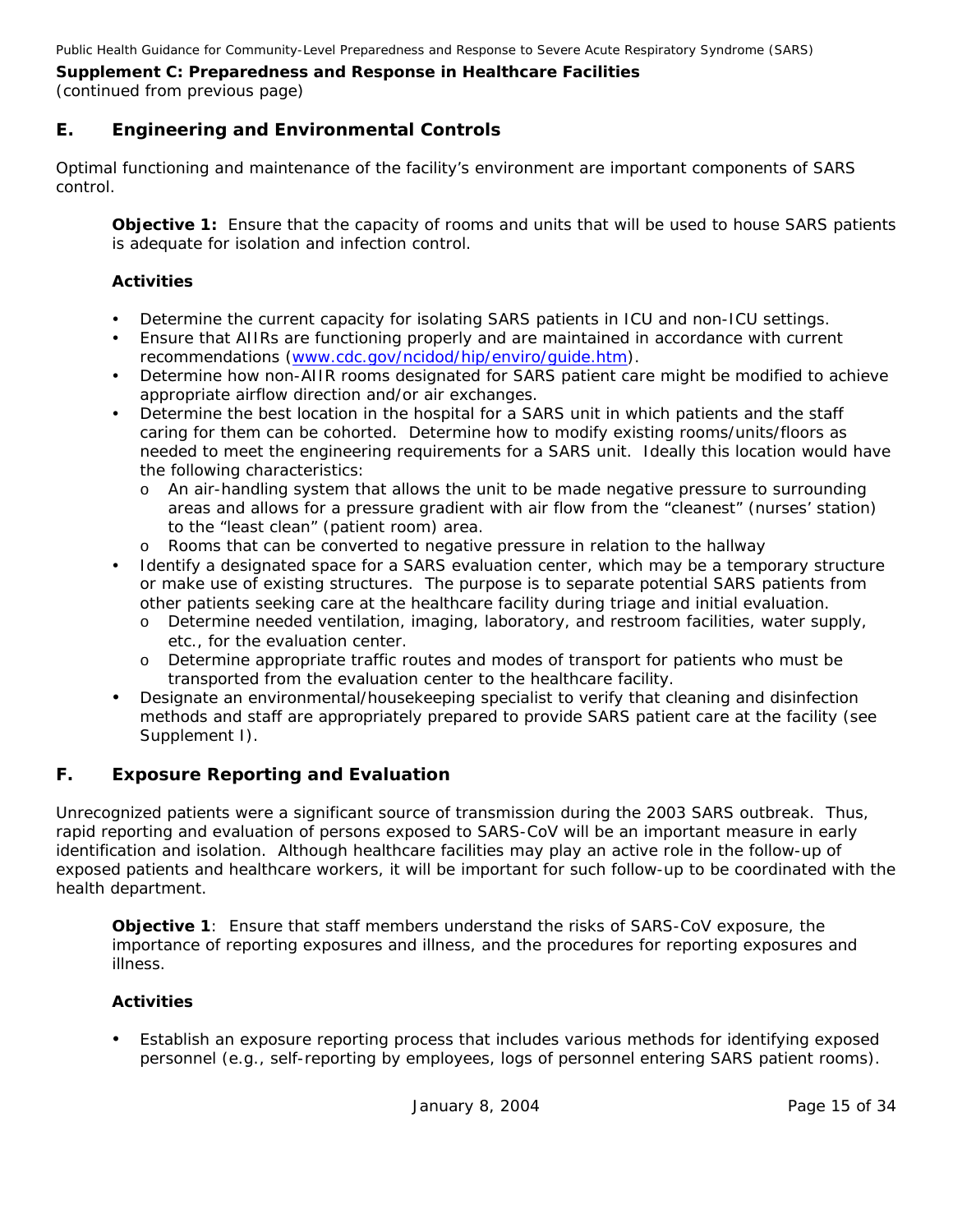**Supplement C: Preparedness and Response in Healthcare Facilities**
*(continued from previous page)*

## E. Engineering and Environmental Controls

Optimal functioning and maintenance of the facility's environment are important components of SARS control.

**Objective 1:** Ensure that the capacity of rooms and units that will be used to house SARS patients is adequate for isolation and infection control.

**Activities**

- Determine the current capacity for isolating SARS patients in ICU and non-ICU settings.
- Ensure that AIIRs are functioning properly and are maintained in accordance with current recommendations (www.cdc.gov/ncidod/hip/enviro/guide.htm).
- Determine how non-AIIR rooms designated for SARS patient care might be modified to achieve appropriate airflow direction and/or air exchanges.
- Determine the best location in the hospital for a SARS unit in which patients and the staff caring for them can be cohorted. Determine how to modify existing rooms/units/floors as needed to meet the engineering requirements for a SARS unit. Ideally this location would have the following characteristics:
  - An air-handling system that allows the unit to be made negative pressure to surrounding areas and allows for a pressure gradient with air flow from the "cleanest" (nurses' station) to the "least clean" (patient room) area.
  - Rooms that can be converted to negative pressure in relation to the hallway
- Identify a designated space for a SARS evaluation center, which may be a temporary structure or make use of existing structures. The purpose is to separate potential SARS patients from other patients seeking care at the healthcare facility during triage and initial evaluation.
  - Determine needed ventilation, imaging, laboratory, and restroom facilities, water supply, etc., for the evaluation center.
  - Determine appropriate traffic routes and modes of transport for patients who must be transported from the evaluation center to the healthcare facility.
- Designate an environmental/housekeeping specialist to verify that cleaning and disinfection methods and staff are appropriately prepared to provide SARS patient care at the facility (see Supplement I).

## F. Exposure Reporting and Evaluation

Unrecognized patients were a significant source of transmission during the 2003 SARS outbreak. Thus, rapid reporting and evaluation of persons exposed to SARS-CoV will be an important measure in early identification and isolation. Although healthcare facilities may play an active role in the follow-up of exposed patients and healthcare workers, it will be important for such follow-up to be coordinated with the health department.

**Objective 1**: Ensure that staff members understand the risks of SARS-CoV exposure, the importance of reporting exposures and illness, and the procedures for reporting exposures and illness.

**Activities**

- Establish an exposure reporting process that includes various methods for identifying exposed personnel (e.g., self-reporting by employees, logs of personnel entering SARS patient rooms).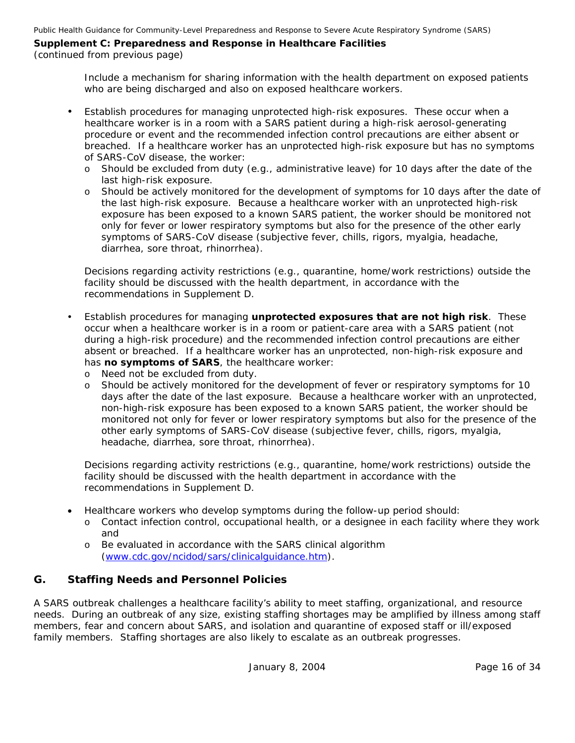(continued from previous page)

Include a mechanism for sharing information with the health department on exposed patients who are being discharged and also on exposed healthcare workers.

- Establish procedures for managing unprotected high-risk exposures. These occur when a healthcare worker is in a room with a SARS patient during a high-risk aerosol-generating procedure or event and the recommended infection control precautions are either absent or breached. If a healthcare worker has an unprotected high-risk exposure but has no symptoms of SARS-CoV disease, the worker:
  - Should be excluded from duty (e.g., administrative leave) for 10 days after the date of the last high-risk exposure.
  - Should be actively monitored for the development of symptoms for 10 days after the date of the last high-risk exposure. Because a healthcare worker with an unprotected high-risk exposure has been exposed to a known SARS patient, the worker should be monitored not only for fever or lower respiratory symptoms but also for the presence of the other early symptoms of SARS-CoV disease (subjective fever, chills, rigors, myalgia, headache, diarrhea, sore throat, rhinorrhea).

  Decisions regarding activity restrictions (e.g., quarantine, home/work restrictions) outside the facility should be discussed with the health department, in accordance with the recommendations in Supplement D.

- Establish procedures for managing **unprotected exposures that are not high risk**. These occur when a healthcare worker is in a room or patient-care area with a SARS patient (not during a high-risk procedure) and the recommended infection control precautions are either absent or breached. If a healthcare worker has an unprotected, non-high-risk exposure and has **no symptoms of SARS**, the healthcare worker:
  - Need not be excluded from duty.
  - Should be actively monitored for the development of fever or respiratory symptoms for 10 days after the date of the last exposure. Because a healthcare worker with an unprotected, non-high-risk exposure has been exposed to a known SARS patient, the worker should be monitored not only for fever or lower respiratory symptoms but also for the presence of the other early symptoms of SARS-CoV disease (subjective fever, chills, rigors, myalgia, headache, diarrhea, sore throat, rhinorrhea).

  Decisions regarding activity restrictions (e.g., quarantine, home/work restrictions) outside the facility should be discussed with the health department in accordance with the recommendations in Supplement D.

- Healthcare workers who develop symptoms during the follow-up period should:
  - Contact infection control, occupational health, or a designee in each facility where they work and
  - Be evaluated in accordance with the SARS clinical algorithm (www.cdc.gov/ncidod/sars/clinicalguidance.htm).

## G. Staffing Needs and Personnel Policies

A SARS outbreak challenges a healthcare facility's ability to meet staffing, organizational, and resource needs. During an outbreak of any size, existing staffing shortages may be amplified by illness among staff members, fear and concern about SARS, and isolation and quarantine of exposed staff or ill/exposed family members. Staffing shortages are also likely to escalate as an outbreak progresses.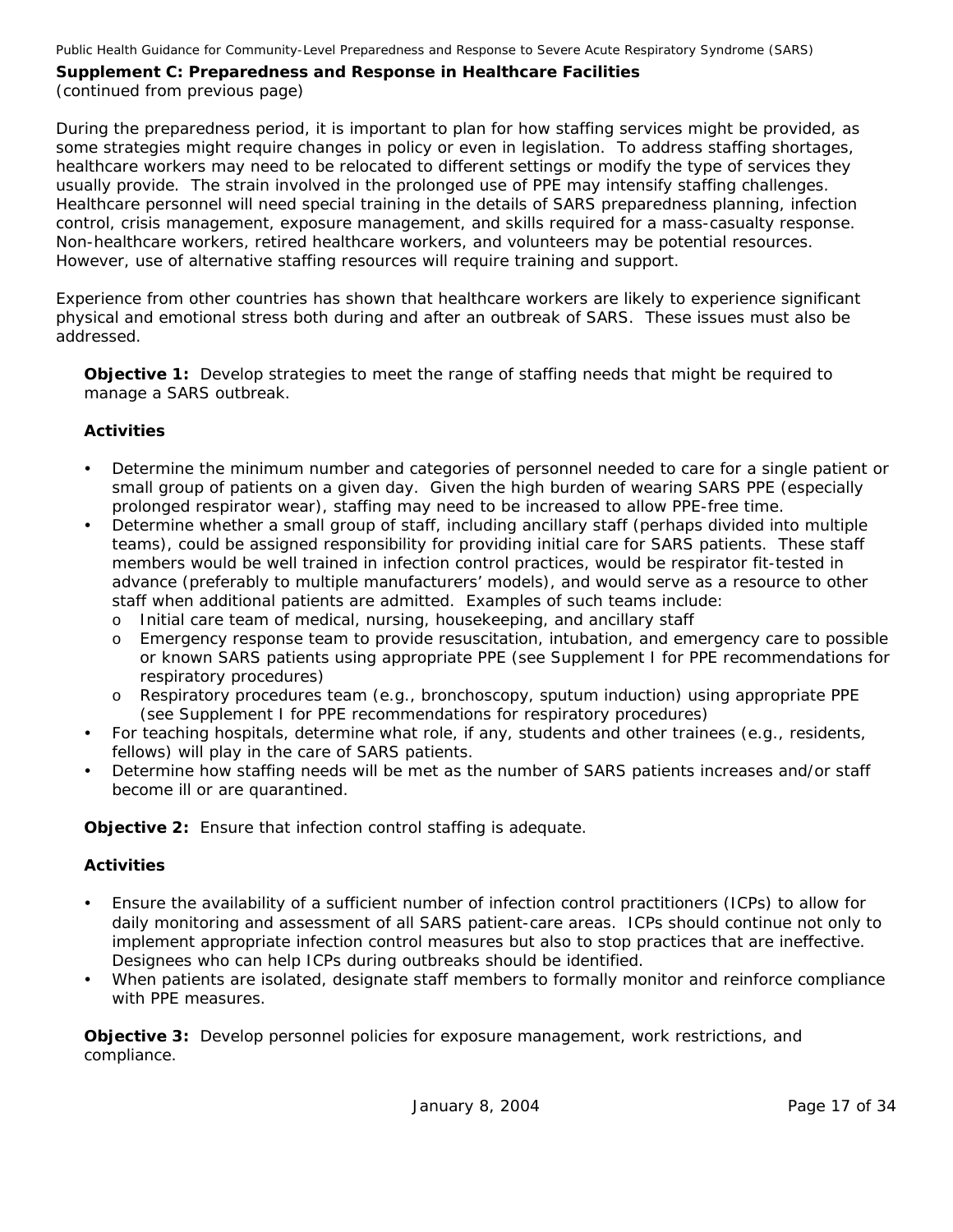**Supplement C: Preparedness and Response in Healthcare Facilities**
*(continued from previous page)*

During the preparedness period, it is important to plan for how staffing services might be provided, as some strategies might require changes in policy or even in legislation. To address staffing shortages, healthcare workers may need to be relocated to different settings or modify the type of services they usually provide. The strain involved in the prolonged use of PPE may intensify staffing challenges. Healthcare personnel will need special training in the details of SARS preparedness planning, infection control, crisis management, exposure management, and skills required for a mass-casualty response. Non-healthcare workers, retired healthcare workers, and volunteers may be potential resources. However, use of alternative staffing resources will require training and support.

Experience from other countries has shown that healthcare workers are likely to experience significant physical and emotional stress both during and after an outbreak of SARS. These issues must also be addressed.

**Objective 1:** Develop strategies to meet the range of staffing needs that might be required to manage a SARS outbreak.

**Activities**

- Determine the minimum number and categories of personnel needed to care for a single patient or small group of patients on a given day. Given the high burden of wearing SARS PPE (especially prolonged respirator wear), staffing may need to be increased to allow PPE-free time.
- Determine whether a small group of staff, including ancillary staff (perhaps divided into multiple teams), could be assigned responsibility for providing initial care for SARS patients. These staff members would be well trained in infection control practices, would be respirator fit-tested in advance (preferably to multiple manufacturers' models), and would serve as a resource to other staff when additional patients are admitted. Examples of such teams include:
  - Initial care team of medical, nursing, housekeeping, and ancillary staff
  - Emergency response team to provide resuscitation, intubation, and emergency care to possible or known SARS patients using appropriate PPE (see Supplement I for PPE recommendations for respiratory procedures)
  - Respiratory procedures team (e.g., bronchoscopy, sputum induction) using appropriate PPE (see Supplement I for PPE recommendations for respiratory procedures)
- For teaching hospitals, determine what role, if any, students and other trainees (e.g., residents, fellows) will play in the care of SARS patients.
- Determine how staffing needs will be met as the number of SARS patients increases and/or staff become ill or are quarantined.

**Objective 2:** Ensure that infection control staffing is adequate.

**Activities**

- Ensure the availability of a sufficient number of infection control practitioners (ICPs) to allow for daily monitoring and assessment of all SARS patient-care areas. ICPs should continue not only to implement appropriate infection control measures but also to stop practices that are ineffective. Designees who can help ICPs during outbreaks should be identified.
- When patients are isolated, designate staff members to formally monitor and reinforce compliance with PPE measures.

**Objective 3:** Develop personnel policies for exposure management, work restrictions, and compliance.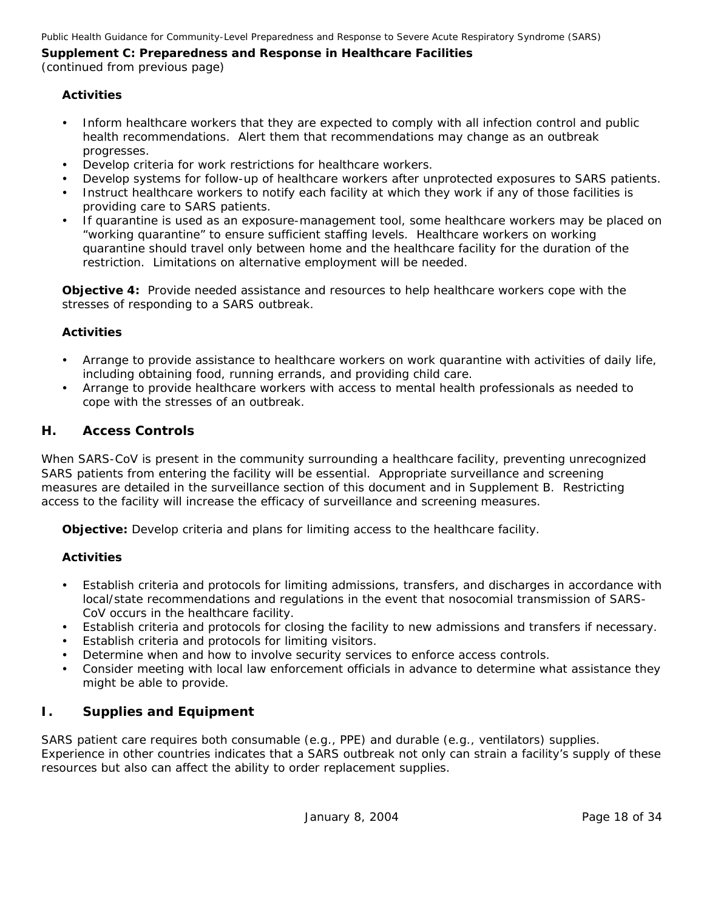**Supplement C: Preparedness and Response in Healthcare Facilities**
(continued from previous page)

**Activities**

- Inform healthcare workers that they are expected to comply with all infection control and public health recommendations. Alert them that recommendations may change as an outbreak progresses.
- Develop criteria for work restrictions for healthcare workers.
- Develop systems for follow-up of healthcare workers after unprotected exposures to SARS patients.
- Instruct healthcare workers to notify each facility at which they work if any of those facilities is providing care to SARS patients.
- If quarantine is used as an exposure-management tool, some healthcare workers may be placed on "working quarantine" to ensure sufficient staffing levels. Healthcare workers on working quarantine should travel only between home and the healthcare facility for the duration of the restriction. Limitations on alternative employment will be needed.

**Objective 4:** Provide needed assistance and resources to help healthcare workers cope with the stresses of responding to a SARS outbreak.

**Activities**

- Arrange to provide assistance to healthcare workers on work quarantine with activities of daily life, including obtaining food, running errands, and providing child care.
- Arrange to provide healthcare workers with access to mental health professionals as needed to cope with the stresses of an outbreak.

## H. Access Controls

When SARS-CoV is present in the community surrounding a healthcare facility, preventing unrecognized SARS patients from entering the facility will be essential. Appropriate surveillance and screening measures are detailed in the surveillance section of this document and in Supplement B. Restricting access to the facility will increase the efficacy of surveillance and screening measures.

**Objective:** Develop criteria and plans for limiting access to the healthcare facility.

**Activities**

- Establish criteria and protocols for limiting admissions, transfers, and discharges in accordance with local/state recommendations and regulations in the event that nosocomial transmission of SARS-CoV occurs in the healthcare facility.
- Establish criteria and protocols for closing the facility to new admissions and transfers if necessary.
- Establish criteria and protocols for limiting visitors.
- Determine when and how to involve security services to enforce access controls.
- Consider meeting with local law enforcement officials in advance to determine what assistance they might be able to provide.

## I. Supplies and Equipment

SARS patient care requires both consumable (e.g., PPE) and durable (e.g., ventilators) supplies. Experience in other countries indicates that a SARS outbreak not only can strain a facility's supply of these resources but also can affect the ability to order replacement supplies.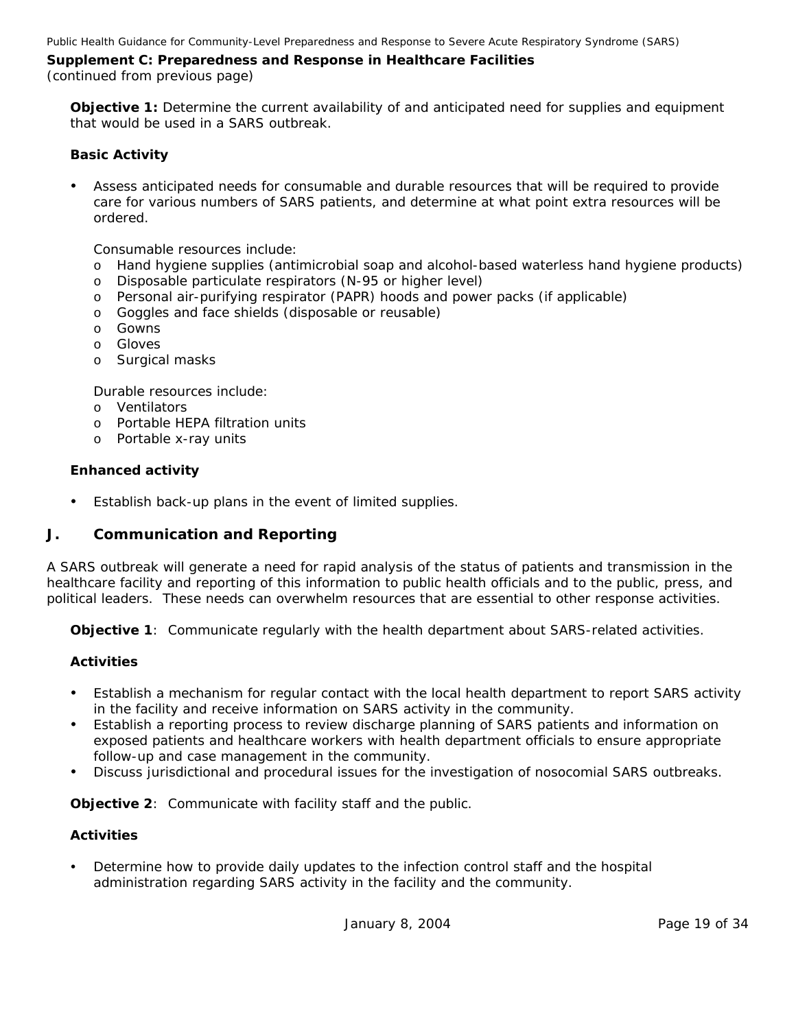**Supplement C: Preparedness and Response in Healthcare Facilities**
*(continued from previous page)*

**Objective 1:** Determine the current availability of and anticipated need for supplies and equipment that would be used in a SARS outbreak.

**Basic Activity**

- Assess anticipated needs for consumable and durable resources that will be required to provide care for various numbers of SARS patients, and determine at what point extra resources will be ordered.

  Consumable resources include:
  - Hand hygiene supplies (antimicrobial soap and alcohol-based waterless hand hygiene products)
  - Disposable particulate respirators (N-95 or higher level)
  - Personal air-purifying respirator (PAPR) hoods and power packs (if applicable)
  - Goggles and face shields (disposable or reusable)
  - Gowns
  - Gloves
  - Surgical masks

  Durable resources include:
  - Ventilators
  - Portable HEPA filtration units
  - Portable x-ray units

**Enhanced activity**

- Establish back-up plans in the event of limited supplies.

## J. Communication and Reporting

A SARS outbreak will generate a need for rapid analysis of the status of patients and transmission in the healthcare facility and reporting of this information to public health officials and to the public, press, and political leaders. These needs can overwhelm resources that are essential to other response activities.

**Objective 1**: Communicate regularly with the health department about SARS-related activities.

**Activities**

- Establish a mechanism for regular contact with the local health department to report SARS activity in the facility and receive information on SARS activity in the community.
- Establish a reporting process to review discharge planning of SARS patients and information on exposed patients and healthcare workers with health department officials to ensure appropriate follow-up and case management in the community.
- Discuss jurisdictional and procedural issues for the investigation of nosocomial SARS outbreaks.

**Objective 2**: Communicate with facility staff and the public.

**Activities**

- Determine how to provide daily updates to the infection control staff and the hospital administration regarding SARS activity in the facility and the community.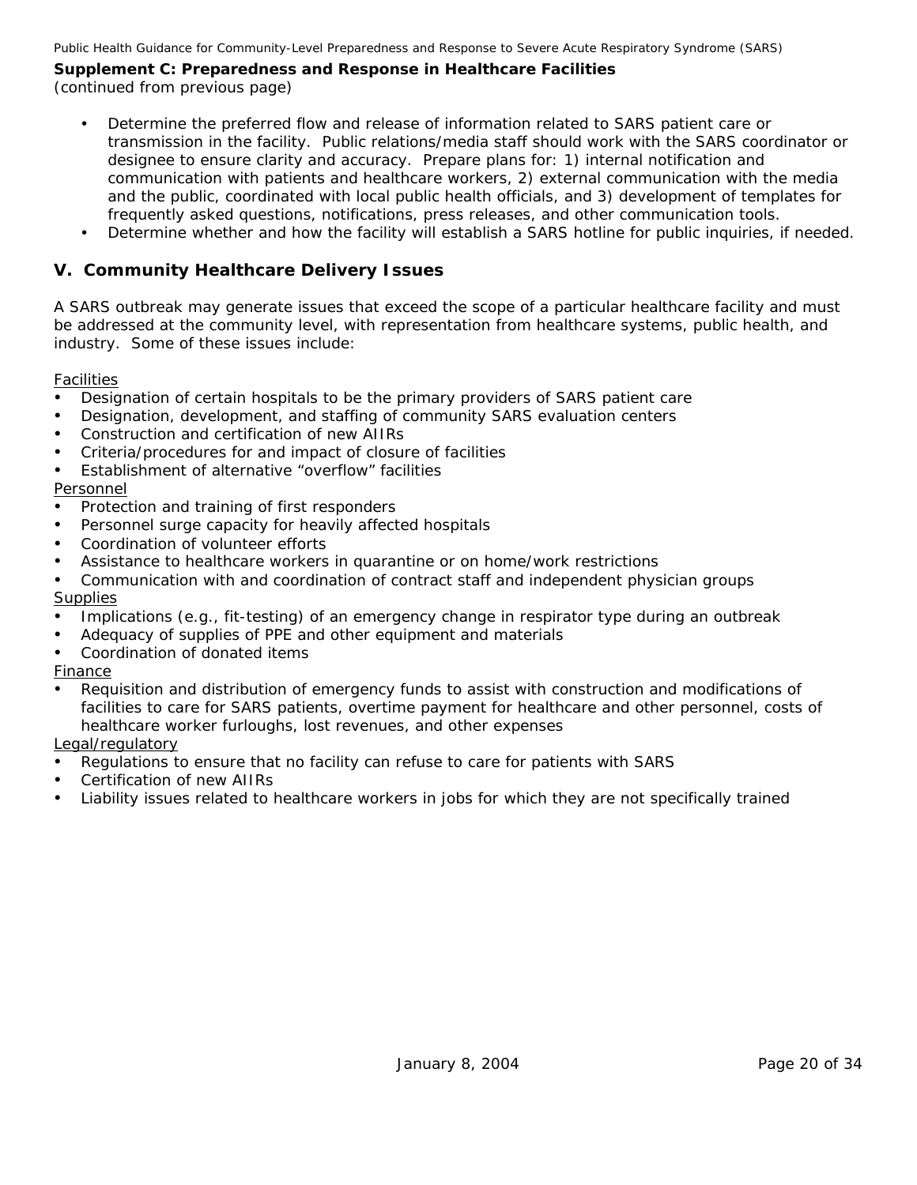**Supplement C: Preparedness and Response in Healthcare Facilities**
*(continued from previous page)*

- Determine the preferred flow and release of information related to SARS patient care or transmission in the facility. Public relations/media staff should work with the SARS coordinator or designee to ensure clarity and accuracy. Prepare plans for: 1) internal notification and communication with patients and healthcare workers, 2) external communication with the media and the public, coordinated with local public health officials, and 3) development of templates for frequently asked questions, notifications, press releases, and other communication tools.
- Determine whether and how the facility will establish a SARS hotline for public inquiries, if needed.

## V. Community Healthcare Delivery Issues

A SARS outbreak may generate issues that exceed the scope of a particular healthcare facility and must be addressed at the community level, with representation from healthcare systems, public health, and industry. Some of these issues include:

<u>Facilities</u>

- Designation of certain hospitals to be the primary providers of SARS patient care
- Designation, development, and staffing of community SARS evaluation centers
- Construction and certification of new AIIRs
- Criteria/procedures for and impact of closure of facilities
- Establishment of alternative "overflow" facilities

<u>Personnel</u>

- Protection and training of first responders
- Personnel surge capacity for heavily affected hospitals
- Coordination of volunteer efforts
- Assistance to healthcare workers in quarantine or on home/work restrictions
- Communication with and coordination of contract staff and independent physician groups

<u>Supplies</u>

- Implications (e.g., fit-testing) of an emergency change in respirator type during an outbreak
- Adequacy of supplies of PPE and other equipment and materials
- Coordination of donated items

<u>Finance</u>

- Requisition and distribution of emergency funds to assist with construction and modifications of facilities to care for SARS patients, overtime payment for healthcare and other personnel, costs of healthcare worker furloughs, lost revenues, and other expenses

<u>Legal/regulatory</u>

- Regulations to ensure that no facility can refuse to care for patients with SARS
- Certification of new AIIRs
- Liability issues related to healthcare workers in jobs for which they are not specifically trained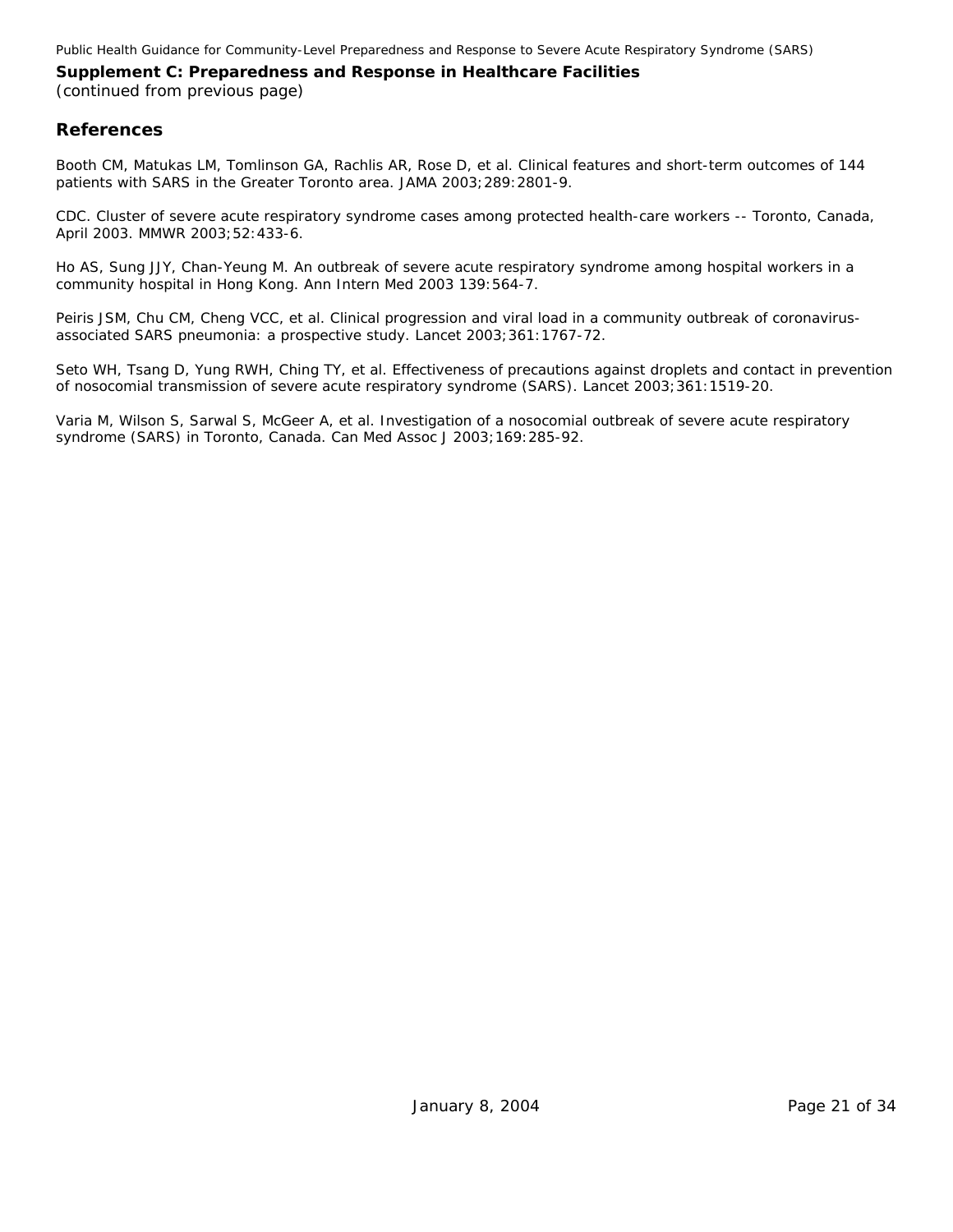## Supplement C: Preparedness and Response in Healthcare Facilities

*(continued from previous page)*

## References

Booth CM, Matukas LM, Tomlinson GA, Rachlis AR, Rose D, et al. Clinical features and short-term outcomes of 144 patients with SARS in the Greater Toronto area. JAMA 2003;289:2801-9.

CDC. Cluster of severe acute respiratory syndrome cases among protected health-care workers -- Toronto, Canada, April 2003. MMWR 2003;52:433-6.

Ho AS, Sung JJY, Chan-Yeung M. An outbreak of severe acute respiratory syndrome among hospital workers in a community hospital in Hong Kong. Ann Intern Med 2003 139:564-7.

Peiris JSM, Chu CM, Cheng VCC, et al. Clinical progression and viral load in a community outbreak of coronavirus-associated SARS pneumonia: a prospective study. Lancet 2003;361:1767-72.

Seto WH, Tsang D, Yung RWH, Ching TY, et al. Effectiveness of precautions against droplets and contact in prevention of nosocomial transmission of severe acute respiratory syndrome (SARS). Lancet 2003;361:1519-20.

Varia M, Wilson S, Sarwal S, McGeer A, et al. Investigation of a nosocomial outbreak of severe acute respiratory syndrome (SARS) in Toronto, Canada. Can Med Assoc J 2003;169:285-92.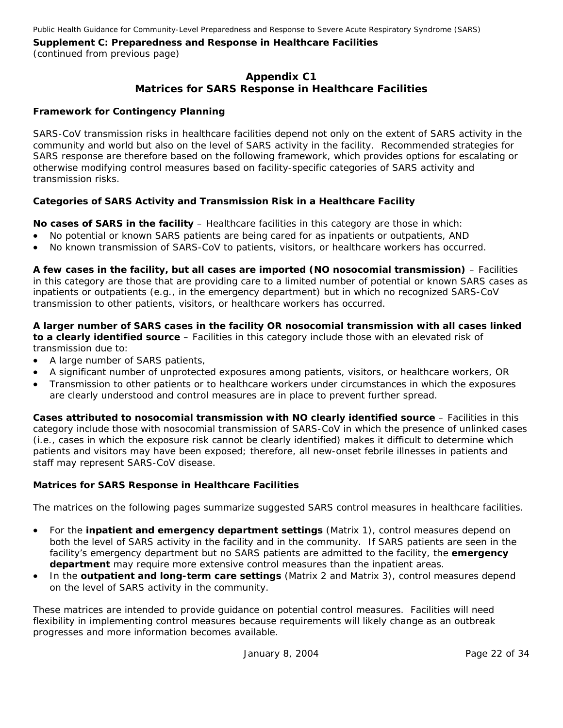**Supplement C: Preparedness and Response in Healthcare Facilities**
*(continued from previous page)*

## Appendix C1
## Matrices for SARS Response in Healthcare Facilities

### Framework for Contingency Planning

SARS-CoV transmission risks in healthcare facilities depend not only on the extent of SARS activity in the community and world but also on the level of SARS activity in the facility. Recommended strategies for SARS response are therefore based on the following framework, which provides options for escalating or otherwise modifying control measures based on facility-specific categories of SARS activity and transmission risks.

### Categories of SARS Activity and Transmission Risk in a Healthcare Facility

**No cases of SARS in the facility** – Healthcare facilities in this category are those in which:

- No potential or known SARS patients are being cared for as inpatients or outpatients, AND
- No known transmission of SARS-CoV to patients, visitors, or healthcare workers has occurred.

**A few cases in the facility, but all cases are imported (NO nosocomial transmission)** – Facilities in this category are those that are providing care to a limited number of potential or known SARS cases as inpatients or outpatients (e.g., in the emergency department) but in which no recognized SARS-CoV transmission to other patients, visitors, or healthcare workers has occurred.

**A larger number of SARS cases in the facility OR nosocomial transmission with all cases linked to a clearly identified source** – Facilities in this category include those with an elevated risk of transmission due to:

- A large number of SARS patients,
- A significant number of unprotected exposures among patients, visitors, or healthcare workers, OR
- Transmission to other patients or to healthcare workers under circumstances in which the exposures are clearly understood and control measures are in place to prevent further spread.

**Cases attributed to nosocomial transmission with NO clearly identified source** – Facilities in this category include those with nosocomial transmission of SARS-CoV in which the presence of unlinked cases (i.e., cases in which the exposure risk cannot be clearly identified) makes it difficult to determine which patients and visitors may have been exposed; therefore, all new-onset febrile illnesses in patients and staff may represent SARS-CoV disease.

### Matrices for SARS Response in Healthcare Facilities

The matrices on the following pages summarize suggested SARS control measures in healthcare facilities.

- For the **inpatient and emergency department settings** (Matrix 1), control measures depend on both the level of SARS activity in the facility and in the community. If SARS patients are seen in the facility's emergency department but no SARS patients are admitted to the facility, the **emergency department** may require more extensive control measures than the inpatient areas.
- In the **outpatient and long-term care settings** (Matrix 2 and Matrix 3), control measures depend on the level of SARS activity in the community.

These matrices are intended to provide guidance on potential control measures. Facilities will need flexibility in implementing control measures because requirements will likely change as an outbreak progresses and more information becomes available.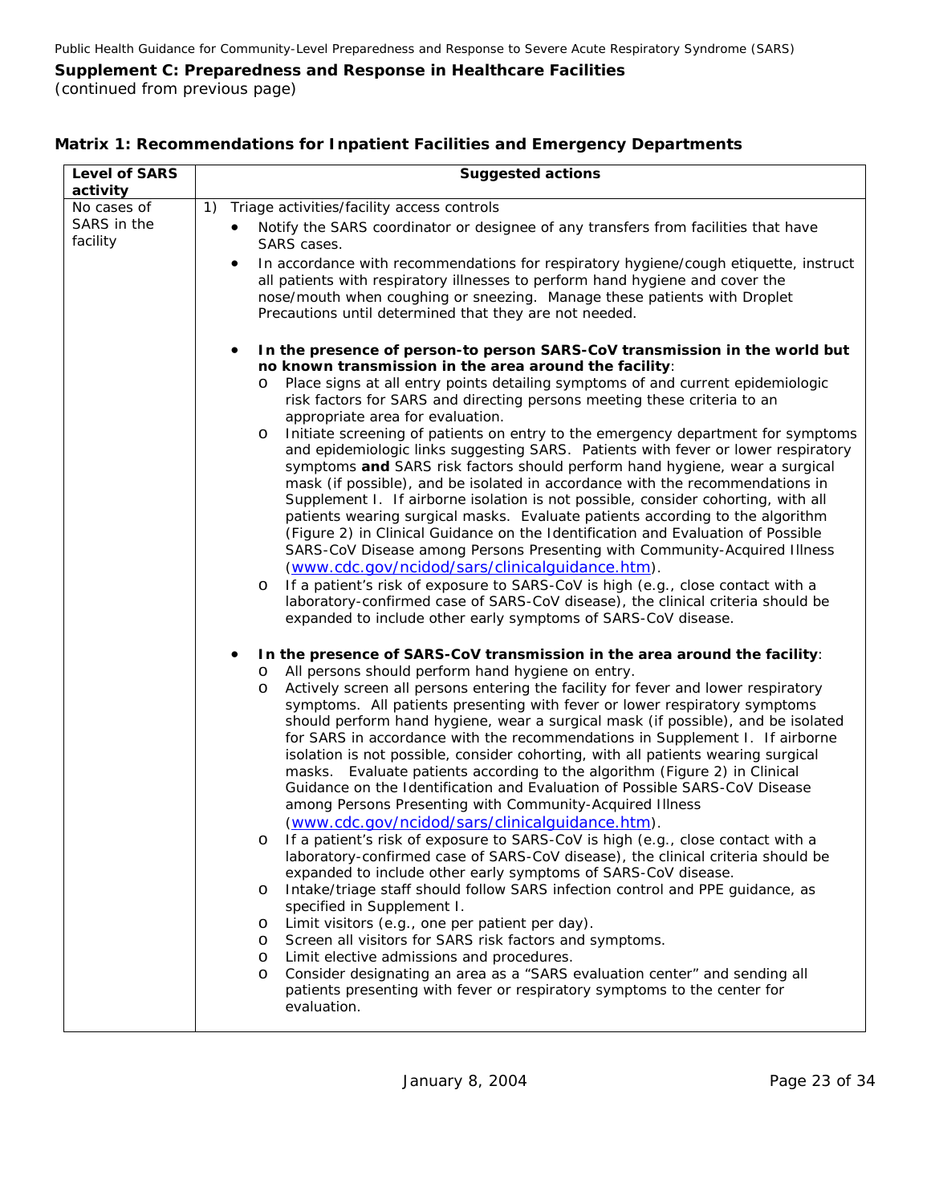**Supplement C: Preparedness and Response in Healthcare Facilities**
*(continued from previous page)*

**Matrix 1: Recommendations for Inpatient Facilities and Emergency Departments**

| Level of SARS activity | Suggested actions |
|---|---|
| No cases of SARS in the facility | 1) Triage activities/facility access controls<br>• Notify the SARS coordinator or designee of any transfers from facilities that have SARS cases.<br>• In accordance with recommendations for respiratory hygiene/cough etiquette, instruct all patients with respiratory illnesses to perform hand hygiene and cover the nose/mouth when coughing or sneezing. Manage these patients with Droplet Precautions until determined that they are not needed.<br><br>• **In the presence of person-to person SARS-CoV transmission in the world but no known transmission in the area around the facility**:<br>o Place signs at all entry points detailing symptoms of and current epidemiologic risk factors for SARS and directing persons meeting these criteria to an appropriate area for evaluation.<br>o Initiate screening of patients on entry to the emergency department for symptoms and epidemiologic links suggesting SARS. Patients with fever or lower respiratory symptoms **and** SARS risk factors should perform hand hygiene, wear a surgical mask (if possible), and be isolated in accordance with the recommendations in Supplement I. If airborne isolation is not possible, consider cohorting, with all patients wearing surgical masks. Evaluate patients according to the algorithm (Figure 2) in Clinical Guidance on the Identification and Evaluation of Possible SARS-CoV Disease among Persons Presenting with Community-Acquired Illness (www.cdc.gov/ncidod/sars/clinicalguidance.htm).<br>o If a patient's risk of exposure to SARS-CoV is high (e.g., close contact with a laboratory-confirmed case of SARS-CoV disease), the clinical criteria should be expanded to include other early symptoms of SARS-CoV disease.<br><br>• **In the presence of SARS-CoV transmission in the area around the facility**:<br>o All persons should perform hand hygiene on entry.<br>o Actively screen all persons entering the facility for fever and lower respiratory symptoms. All patients presenting with fever or lower respiratory symptoms should perform hand hygiene, wear a surgical mask (if possible), and be isolated for SARS in accordance with the recommendations in Supplement I. If airborne isolation is not possible, consider cohorting, with all patients wearing surgical masks. Evaluate patients according to the algorithm (Figure 2) in Clinical Guidance on the Identification and Evaluation of Possible SARS-CoV Disease among Persons Presenting with Community-Acquired Illness (www.cdc.gov/ncidod/sars/clinicalguidance.htm).<br>o If a patient's risk of exposure to SARS-CoV is high (e.g., close contact with a laboratory-confirmed case of SARS-CoV disease), the clinical criteria should be expanded to include other early symptoms of SARS-CoV disease.<br>o Intake/triage staff should follow SARS infection control and PPE guidance, as specified in Supplement I.<br>o Limit visitors (e.g., one per patient per day).<br>o Screen all visitors for SARS risk factors and symptoms.<br>o Limit elective admissions and procedures.<br>o Consider designating an area as a "SARS evaluation center" and sending all patients presenting with fever or respiratory symptoms to the center for evaluation. |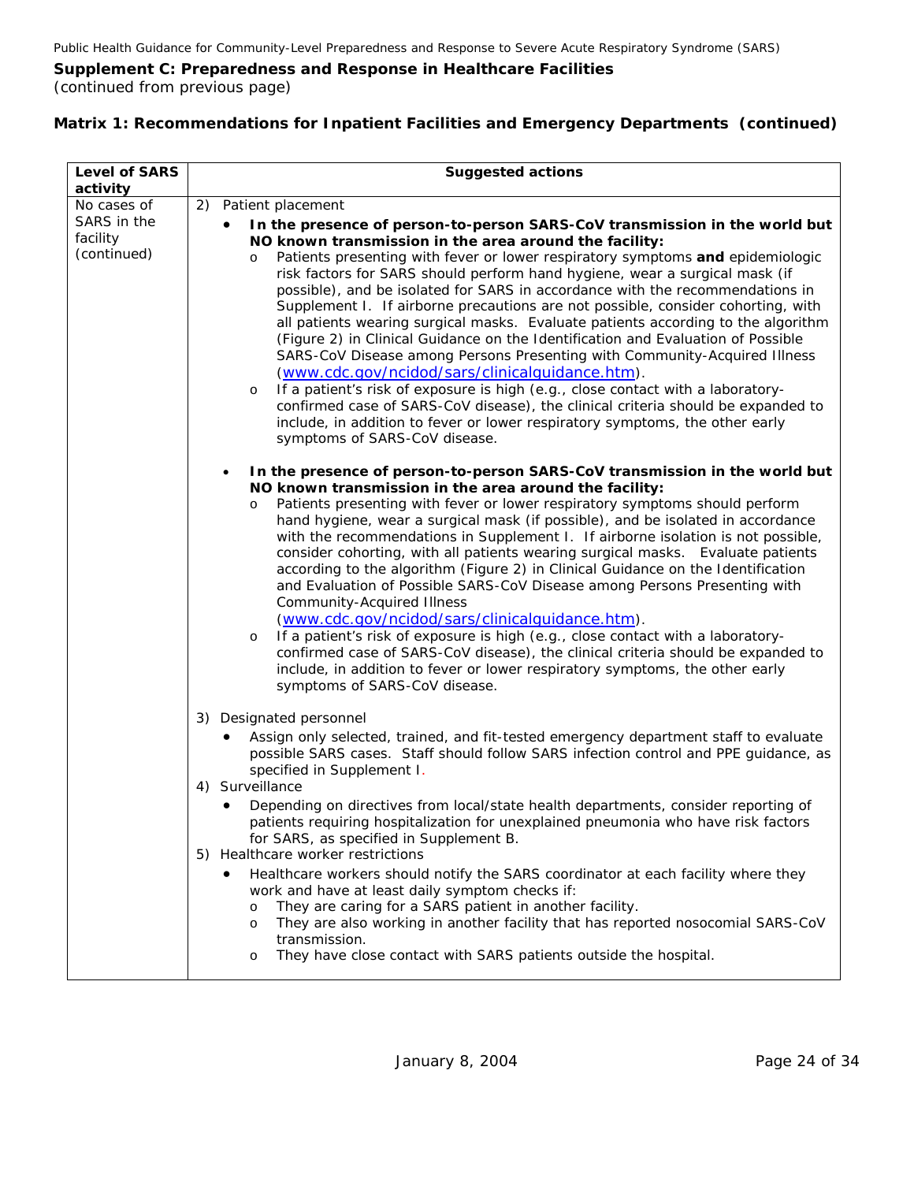**Supplement C: Preparedness and Response in Healthcare Facilities**
*(continued from previous page)*

**Matrix 1: Recommendations for Inpatient Facilities and Emergency Departments (continued)**

| Level of SARS activity | Suggested actions |
|---|---|
| No cases of SARS in the facility (continued) | 2) Patient placement<br>• **In the presence of person-to-person SARS-CoV transmission in the world but NO known transmission in the area around the facility:**<br>o Patients presenting with fever or lower respiratory symptoms **and** epidemiologic risk factors for SARS should perform hand hygiene, wear a surgical mask (if possible), and be isolated for SARS in accordance with the recommendations in Supplement I. If airborne precautions are not possible, consider cohorting, with all patients wearing surgical masks. Evaluate patients according to the algorithm (Figure 2) in Clinical Guidance on the Identification and Evaluation of Possible SARS-CoV Disease among Persons Presenting with Community-Acquired Illness (www.cdc.gov/ncidod/sars/clinicalguidance.htm).<br>o If a patient's risk of exposure is high (e.g., close contact with a laboratory-confirmed case of SARS-CoV disease), the clinical criteria should be expanded to include, in addition to fever or lower respiratory symptoms, the other early symptoms of SARS-CoV disease.<br><br>• **In the presence of person-to-person SARS-CoV transmission in the world but NO known transmission in the area around the facility:**<br>o Patients presenting with fever or lower respiratory symptoms should perform hand hygiene, wear a surgical mask (if possible), and be isolated in accordance with the recommendations in Supplement I. If airborne isolation is not possible, consider cohorting, with all patients wearing surgical masks. Evaluate patients according to the algorithm (Figure 2) in Clinical Guidance on the Identification and Evaluation of Possible SARS-CoV Disease among Persons Presenting with Community-Acquired Illness (www.cdc.gov/ncidod/sars/clinicalguidance.htm).<br>o If a patient's risk of exposure is high (e.g., close contact with a laboratory-confirmed case of SARS-CoV disease), the clinical criteria should be expanded to include, in addition to fever or lower respiratory symptoms, the other early symptoms of SARS-CoV disease.<br><br>3) Designated personnel<br>• Assign only selected, trained, and fit-tested emergency department staff to evaluate possible SARS cases. Staff should follow SARS infection control and PPE guidance, as specified in Supplement I.<br>4) Surveillance<br>• Depending on directives from local/state health departments, consider reporting of patients requiring hospitalization for unexplained pneumonia who have risk factors for SARS, as specified in Supplement B.<br>5) Healthcare worker restrictions<br>• Healthcare workers should notify the SARS coordinator at each facility where they work and have at least daily symptom checks if:<br>o They are caring for a SARS patient in another facility.<br>o They are also working in another facility that has reported nosocomial SARS-CoV transmission.<br>o They have close contact with SARS patients outside the hospital. |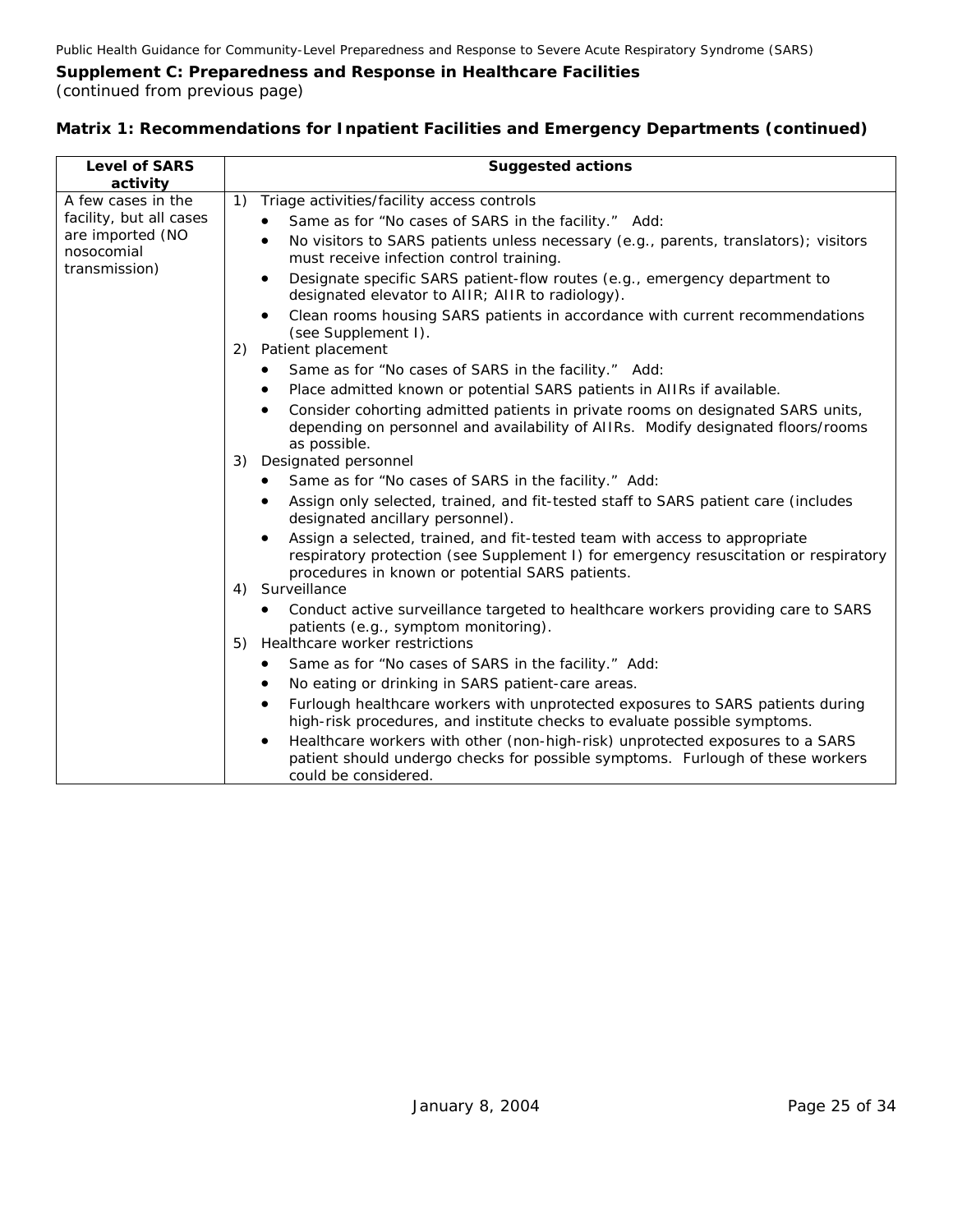**Supplement C: Preparedness and Response in Healthcare Facilities**
*(continued from previous page)*

**Matrix 1: Recommendations for Inpatient Facilities and Emergency Departments (continued)**

| Level of SARS activity | Suggested actions |
|---|---|
| A few cases in the facility, but all cases are imported (NO nosocomial transmission) | 1) Triage activities/facility access controls<br>• Same as for "No cases of SARS in the facility." Add:<br>• No visitors to SARS patients unless necessary (e.g., parents, translators); visitors must receive infection control training.<br>• Designate specific SARS patient-flow routes (e.g., emergency department to designated elevator to AIIR; AIIR to radiology).<br>• Clean rooms housing SARS patients in accordance with current recommendations (see Supplement I).<br>2) Patient placement<br>• Same as for "No cases of SARS in the facility." Add:<br>• Place admitted known or potential SARS patients in AIIRs if available.<br>• Consider cohorting admitted patients in private rooms on designated SARS units, depending on personnel and availability of AIIRs. Modify designated floors/rooms as possible.<br>3) Designated personnel<br>• Same as for "No cases of SARS in the facility." Add:<br>• Assign only selected, trained, and fit-tested staff to SARS patient care (includes designated ancillary personnel).<br>• Assign a selected, trained, and fit-tested team with access to appropriate respiratory protection (see Supplement I) for emergency resuscitation or respiratory procedures in known or potential SARS patients.<br>4) Surveillance<br>• Conduct active surveillance targeted to healthcare workers providing care to SARS patients (e.g., symptom monitoring).<br>5) Healthcare worker restrictions<br>• Same as for "No cases of SARS in the facility." Add:<br>• No eating or drinking in SARS patient-care areas.<br>• Furlough healthcare workers with unprotected exposures to SARS patients during high-risk procedures, and institute checks to evaluate possible symptoms.<br>• Healthcare workers with other (non-high-risk) unprotected exposures to a SARS patient should undergo checks for possible symptoms. Furlough of these workers could be considered. |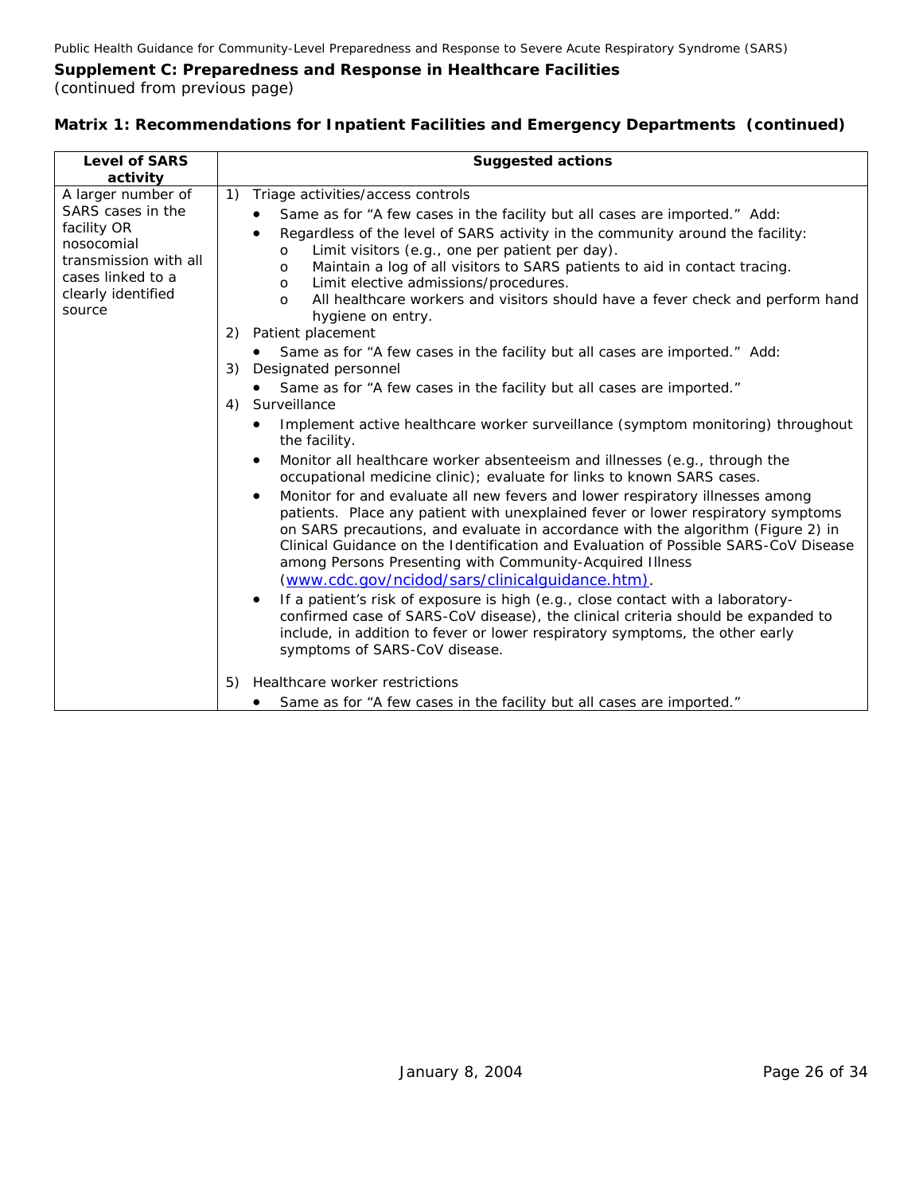**Supplement C: Preparedness and Response in Healthcare Facilities**
*(continued from previous page)*

**Matrix 1: Recommendations for Inpatient Facilities and Emergency Departments (continued)**

| Level of SARS activity | Suggested actions |
|---|---|
| A larger number of SARS cases in the facility OR nosocomial transmission with all cases linked to a clearly identified source | 1) Triage activities/access controls<br>• Same as for "A few cases in the facility but all cases are imported." Add:<br>• Regardless of the level of SARS activity in the community around the facility:<br>o Limit visitors (e.g., one per patient per day).<br>o Maintain a log of all visitors to SARS patients to aid in contact tracing.<br>o Limit elective admissions/procedures.<br>o All healthcare workers and visitors should have a fever check and perform hand hygiene on entry.<br>2) Patient placement<br>• Same as for "A few cases in the facility but all cases are imported." Add:<br>3) Designated personnel<br>• Same as for "A few cases in the facility but all cases are imported."<br>4) Surveillance<br>• Implement active healthcare worker surveillance (symptom monitoring) throughout the facility.<br>• Monitor all healthcare worker absenteeism and illnesses (e.g., through the occupational medicine clinic); evaluate for links to known SARS cases.<br>• Monitor for and evaluate all new fevers and lower respiratory illnesses among patients. Place any patient with unexplained fever or lower respiratory symptoms on SARS precautions, and evaluate in accordance with the algorithm (Figure 2) in Clinical Guidance on the Identification and Evaluation of Possible SARS-CoV Disease among Persons Presenting with Community-Acquired Illness (www.cdc.gov/ncidod/sars/clinicalguidance.htm).<br>• If a patient's risk of exposure is high (e.g., close contact with a laboratory-confirmed case of SARS-CoV disease), the clinical criteria should be expanded to include, in addition to fever or lower respiratory symptoms, the other early symptoms of SARS-CoV disease.<br>5) Healthcare worker restrictions<br>• Same as for "A few cases in the facility but all cases are imported." |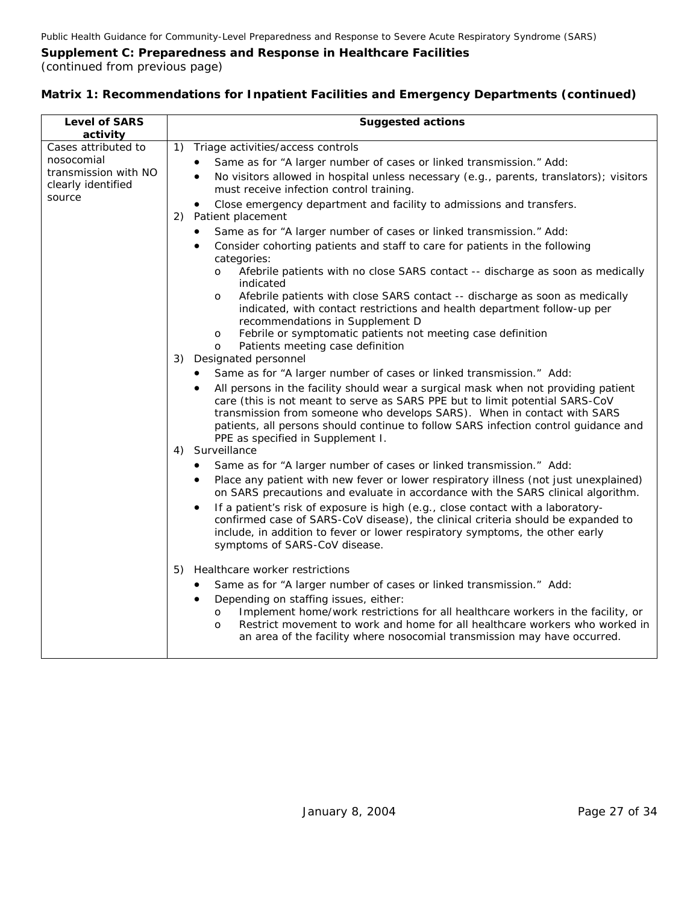**Supplement C: Preparedness and Response in Healthcare Facilities**
*(continued from previous page)*

**Matrix 1: Recommendations for Inpatient Facilities and Emergency Departments (continued)**

| Level of SARS activity | Suggested actions |
|---|---|
| Cases attributed to nosocomial transmission with NO clearly identified source | 1) Triage activities/access controls<br>• Same as for "A larger number of cases or linked transmission." Add:<br>• No visitors allowed in hospital unless necessary (e.g., parents, translators); visitors must receive infection control training.<br>• Close emergency department and facility to admissions and transfers.<br>2) Patient placement<br>• Same as for "A larger number of cases or linked transmission." Add:<br>• Consider cohorting patients and staff to care for patients in the following categories:<br>o Afebrile patients with no close SARS contact -- discharge as soon as medically indicated<br>o Afebrile patients with close SARS contact -- discharge as soon as medically indicated, with contact restrictions and health department follow-up per recommendations in Supplement D<br>o Febrile or symptomatic patients not meeting case definition<br>o Patients meeting case definition<br>3) Designated personnel<br>• Same as for "A larger number of cases or linked transmission." Add:<br>• All persons in the facility should wear a surgical mask when not providing patient care (this is not meant to serve as SARS PPE but to limit potential SARS-CoV transmission from someone who develops SARS). When in contact with SARS patients, all persons should continue to follow SARS infection control guidance and PPE as specified in Supplement I.<br>4) Surveillance<br>• Same as for "A larger number of cases or linked transmission." Add:<br>• Place any patient with new fever or lower respiratory illness (not just unexplained) on SARS precautions and evaluate in accordance with the SARS clinical algorithm.<br>• If a patient's risk of exposure is high (e.g., close contact with a laboratory-confirmed case of SARS-CoV disease), the clinical criteria should be expanded to include, in addition to fever or lower respiratory symptoms, the other early symptoms of SARS-CoV disease.<br>5) Healthcare worker restrictions<br>• Same as for "A larger number of cases or linked transmission." Add:<br>• Depending on staffing issues, either:<br>o Implement home/work restrictions for all healthcare workers in the facility, or<br>o Restrict movement to work and home for all healthcare workers who worked in an area of the facility where nosocomial transmission may have occurred. |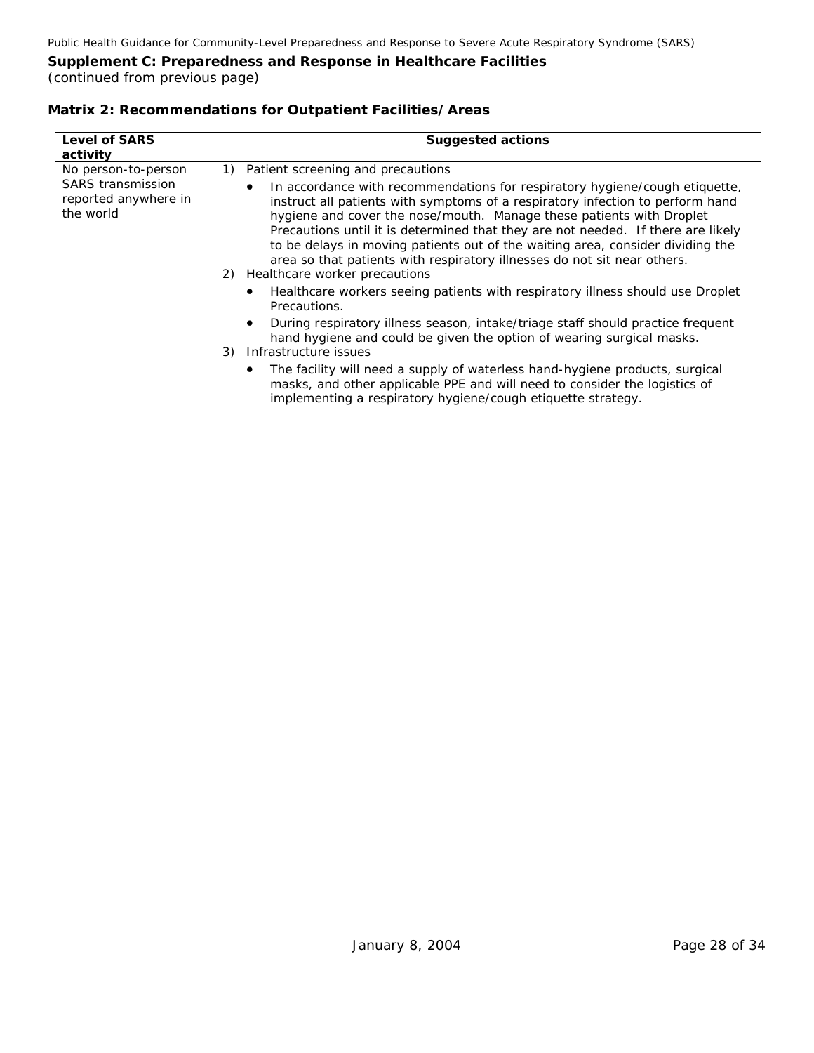**Supplement C: Preparedness and Response in Healthcare Facilities**
*(continued from previous page)*

**Matrix 2: Recommendations for Outpatient Facilities/Areas**

| Level of SARS activity | Suggested actions |
|---|---|
| No person-to-person SARS transmission reported anywhere in the world | 1) Patient screening and precautions<br>• In accordance with recommendations for respiratory hygiene/cough etiquette, instruct all patients with symptoms of a respiratory infection to perform hand hygiene and cover the nose/mouth. Manage these patients with Droplet Precautions until it is determined that they are not needed. If there are likely to be delays in moving patients out of the waiting area, consider dividing the area so that patients with respiratory illnesses do not sit near others.<br>2) Healthcare worker precautions<br>• Healthcare workers seeing patients with respiratory illness should use Droplet Precautions.<br>• During respiratory illness season, intake/triage staff should practice frequent hand hygiene and could be given the option of wearing surgical masks.<br>3) Infrastructure issues<br>• The facility will need a supply of waterless hand-hygiene products, surgical masks, and other applicable PPE and will need to consider the logistics of implementing a respiratory hygiene/cough etiquette strategy. |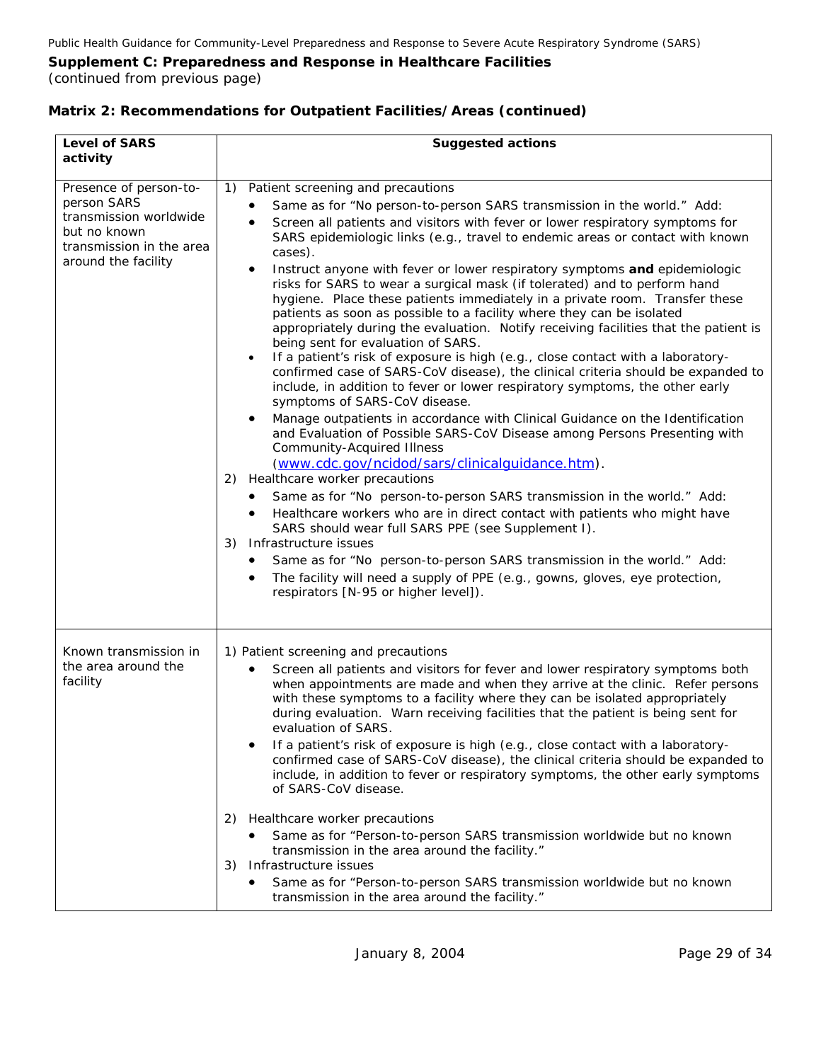## Supplement C: Preparedness and Response in Healthcare Facilities

*(continued from previous page)*

### Matrix 2: Recommendations for Outpatient Facilities/Areas (continued)

| Level of SARS activity | Suggested actions |
|---|---|
| Presence of person-to-person SARS transmission worldwide but no known transmission in the area around the facility | 1) Patient screening and precautions<br>• Same as for "No person-to-person SARS transmission in the world." Add:<br>• Screen all patients and visitors with fever or lower respiratory symptoms for SARS epidemiologic links (e.g., travel to endemic areas or contact with known cases).<br>• Instruct anyone with fever or lower respiratory symptoms **and** epidemiologic risks for SARS to wear a surgical mask (if tolerated) and to perform hand hygiene. Place these patients immediately in a private room. Transfer these patients as soon as possible to a facility where they can be isolated appropriately during the evaluation. Notify receiving facilities that the patient is being sent for evaluation of SARS.<br>• If a patient's risk of exposure is high (e.g., close contact with a laboratory-confirmed case of SARS-CoV disease), the clinical criteria should be expanded to include, in addition to fever or lower respiratory symptoms, the other early symptoms of SARS-CoV disease.<br>• Manage outpatients in accordance with Clinical Guidance on the Identification and Evaluation of Possible SARS-CoV Disease among Persons Presenting with Community-Acquired Illness (www.cdc.gov/ncidod/sars/clinicalguidance.htm).<br>2) Healthcare worker precautions<br>• Same as for "No person-to-person SARS transmission in the world." Add:<br>• Healthcare workers who are in direct contact with patients who might have SARS should wear full SARS PPE (see Supplement I).<br>3) Infrastructure issues<br>• Same as for "No person-to-person SARS transmission in the world." Add:<br>• The facility will need a supply of PPE (e.g., gowns, gloves, eye protection, respirators [N-95 or higher level]). |
| Known transmission in the area around the facility | 1) Patient screening and precautions<br>• Screen all patients and visitors for fever and lower respiratory symptoms both when appointments are made and when they arrive at the clinic. Refer persons with these symptoms to a facility where they can be isolated appropriately during evaluation. Warn receiving facilities that the patient is being sent for evaluation of SARS.<br>• If a patient's risk of exposure is high (e.g., close contact with a laboratory-confirmed case of SARS-CoV disease), the clinical criteria should be expanded to include, in addition to fever or respiratory symptoms, the other early symptoms of SARS-CoV disease.<br>2) Healthcare worker precautions<br>• Same as for "Person-to-person SARS transmission worldwide but no known transmission in the area around the facility."<br>3) Infrastructure issues<br>• Same as for "Person-to-person SARS transmission worldwide but no known transmission in the area around the facility." |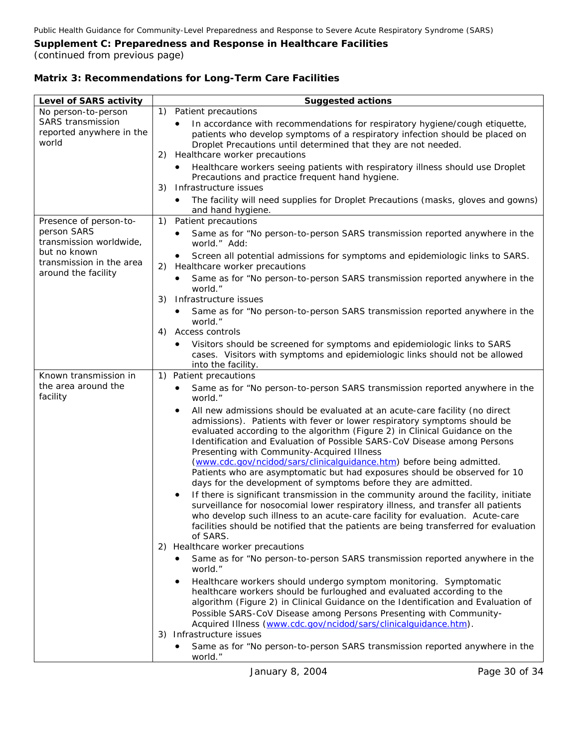**Supplement C: Preparedness and Response in Healthcare Facilities**
*(continued from previous page)*

### Matrix 3: Recommendations for Long-Term Care Facilities

| Level of SARS activity | Suggested actions |
|---|---|
| No person-to-person SARS transmission reported anywhere in the world | 1) Patient precautions<br>• In accordance with recommendations for respiratory hygiene/cough etiquette, patients who develop symptoms of a respiratory infection should be placed on Droplet Precautions until determined that they are not needed.<br>2) Healthcare worker precautions<br>• Healthcare workers seeing patients with respiratory illness should use Droplet Precautions and practice frequent hand hygiene.<br>3) Infrastructure issues<br>• The facility will need supplies for Droplet Precautions (masks, gloves and gowns) and hand hygiene. |
| Presence of person-to-person SARS transmission worldwide, but no known transmission in the area around the facility | 1) Patient precautions<br>• Same as for "No person-to-person SARS transmission reported anywhere in the world." Add:<br>• Screen all potential admissions for symptoms and epidemiologic links to SARS.<br>2) Healthcare worker precautions<br>• Same as for "No person-to-person SARS transmission reported anywhere in the world."<br>3) Infrastructure issues<br>• Same as for "No person-to-person SARS transmission reported anywhere in the world."<br>4) Access controls<br>• Visitors should be screened for symptoms and epidemiologic links to SARS cases. Visitors with symptoms and epidemiologic links should not be allowed into the facility. |
| Known transmission in the area around the facility | 1) Patient precautions<br>• Same as for "No person-to-person SARS transmission reported anywhere in the world."<br>• All new admissions should be evaluated at an acute-care facility (no direct admissions). Patients with fever or lower respiratory symptoms should be evaluated according to the algorithm (Figure 2) in Clinical Guidance on the Identification and Evaluation of Possible SARS-CoV Disease among Persons Presenting with Community-Acquired Illness (www.cdc.gov/ncidod/sars/clinicalguidance.htm) before being admitted. Patients who are asymptomatic but had exposures should be observed for 10 days for the development of symptoms before they are admitted.<br>• If there is significant transmission in the community around the facility, initiate surveillance for nosocomial lower respiratory illness, and transfer all patients who develop such illness to an acute-care facility for evaluation. Acute-care facilities should be notified that the patients are being transferred for evaluation of SARS.<br>2) Healthcare worker precautions<br>• Same as for "No person-to-person SARS transmission reported anywhere in the world."<br>• Healthcare workers should undergo symptom monitoring. Symptomatic healthcare workers should be furloughed and evaluated according to the algorithm (Figure 2) in Clinical Guidance on the Identification and Evaluation of Possible SARS-CoV Disease among Persons Presenting with Community-Acquired Illness (www.cdc.gov/ncidod/sars/clinicalguidance.htm).<br>3) Infrastructure issues<br>• Same as for "No person-to-person SARS transmission reported anywhere in the world." |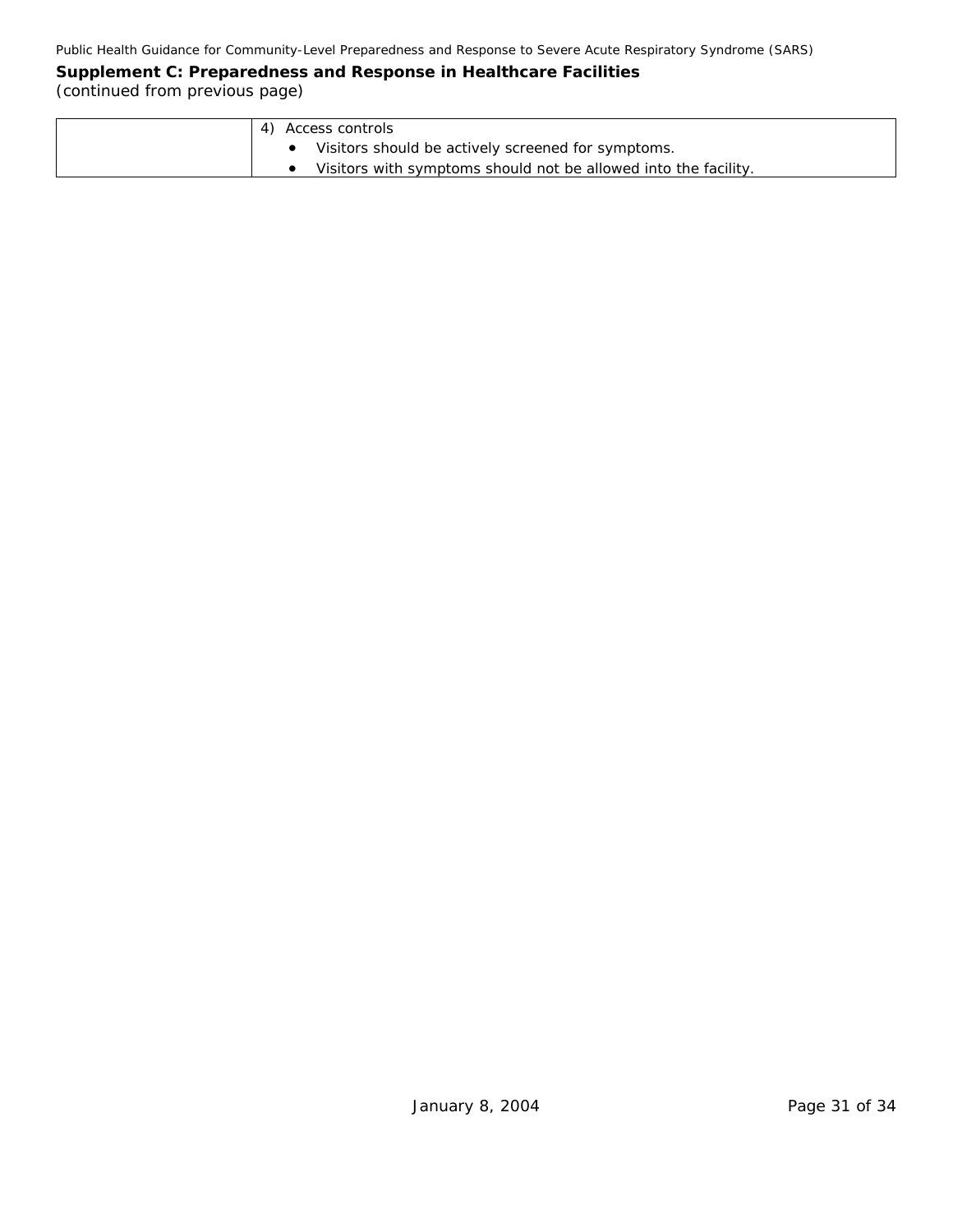## Supplement C: Preparedness and Response in Healthcare Facilities

(continued from previous page)

| | |
|---|---|
| | 4) Access controls<br>• Visitors should be actively screened for symptoms.<br>• Visitors with symptoms should not be allowed into the facility. |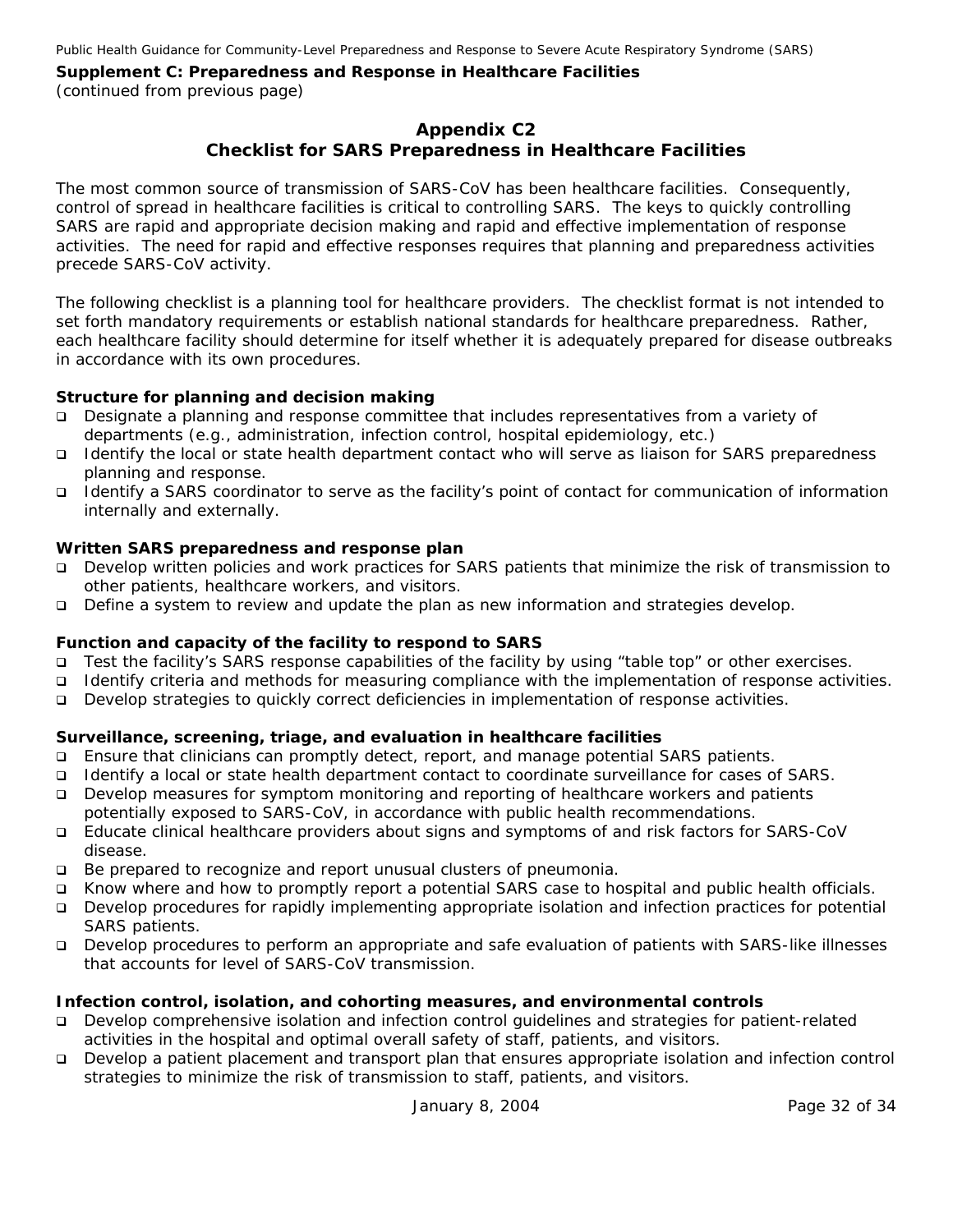**Supplement C: Preparedness and Response in Healthcare Facilities**
*(continued from previous page)*

## Appendix C2
## Checklist for SARS Preparedness in Healthcare Facilities

The most common source of transmission of SARS-CoV has been healthcare facilities. Consequently, control of spread in healthcare facilities is critical to controlling SARS. The keys to quickly controlling SARS are rapid and appropriate decision making and rapid and effective implementation of response activities. The need for rapid and effective responses requires that planning and preparedness activities precede SARS-CoV activity.

The following checklist is a planning tool for healthcare providers. The checklist format is not intended to set forth mandatory requirements or establish national standards for healthcare preparedness. Rather, each healthcare facility should determine for itself whether it is adequately prepared for disease outbreaks in accordance with its own procedures.

**Structure for planning and decision making**

- ❑ Designate a planning and response committee that includes representatives from a variety of departments (e.g., administration, infection control, hospital epidemiology, etc.)
- ❑ Identify the local or state health department contact who will serve as liaison for SARS preparedness planning and response.
- ❑ Identify a SARS coordinator to serve as the facility's point of contact for communication of information internally and externally.

**Written SARS preparedness and response plan**

- ❑ Develop written policies and work practices for SARS patients that minimize the risk of transmission to other patients, healthcare workers, and visitors.
- ❑ Define a system to review and update the plan as new information and strategies develop.

**Function and capacity of the facility to respond to SARS**

- ❑ Test the facility's SARS response capabilities of the facility by using "table top" or other exercises.
- ❑ Identify criteria and methods for measuring compliance with the implementation of response activities.
- ❑ Develop strategies to quickly correct deficiencies in implementation of response activities.

**Surveillance, screening, triage, and evaluation in healthcare facilities**

- ❑ Ensure that clinicians can promptly detect, report, and manage potential SARS patients.
- ❑ Identify a local or state health department contact to coordinate surveillance for cases of SARS.
- ❑ Develop measures for symptom monitoring and reporting of healthcare workers and patients potentially exposed to SARS-CoV, in accordance with public health recommendations.
- ❑ Educate clinical healthcare providers about signs and symptoms of and risk factors for SARS-CoV disease.
- ❑ Be prepared to recognize and report unusual clusters of pneumonia.
- ❑ Know where and how to promptly report a potential SARS case to hospital and public health officials.
- ❑ Develop procedures for rapidly implementing appropriate isolation and infection practices for potential SARS patients.
- ❑ Develop procedures to perform an appropriate and safe evaluation of patients with SARS-like illnesses that accounts for level of SARS-CoV transmission.

**Infection control, isolation, and cohorting measures, and environmental controls**

- ❑ Develop comprehensive isolation and infection control guidelines and strategies for patient-related activities in the hospital and optimal overall safety of staff, patients, and visitors.
- ❑ Develop a patient placement and transport plan that ensures appropriate isolation and infection control strategies to minimize the risk of transmission to staff, patients, and visitors.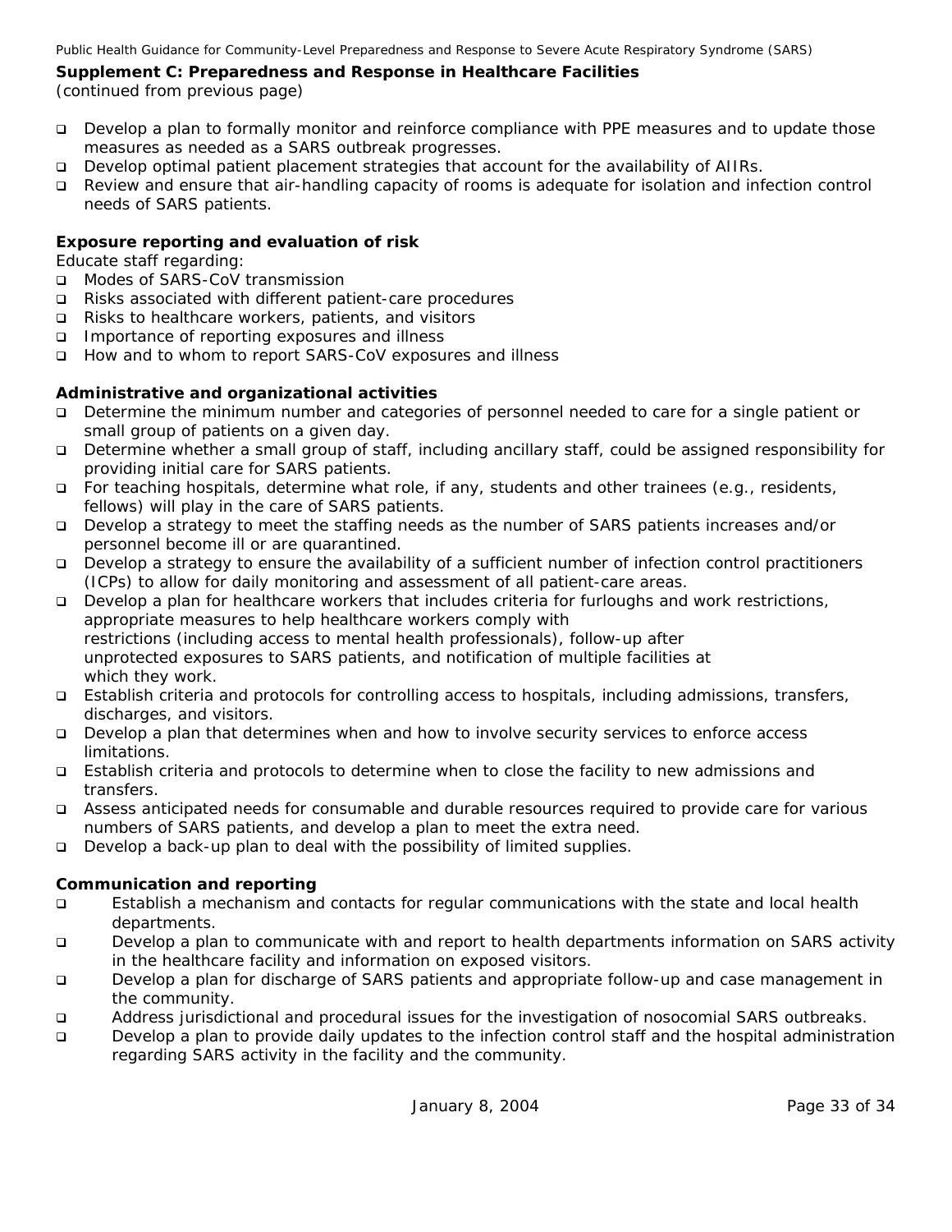**Supplement C: Preparedness and Response in Healthcare Facilities**
(continued from previous page)

- Develop a plan to formally monitor and reinforce compliance with PPE measures and to update those measures as needed as a SARS outbreak progresses.
- Develop optimal patient placement strategies that account for the availability of AIIRs.
- Review and ensure that air-handling capacity of rooms is adequate for isolation and infection control needs of SARS patients.

**Exposure reporting and evaluation of risk**

Educate staff regarding:

- Modes of SARS-CoV transmission
- Risks associated with different patient-care procedures
- Risks to healthcare workers, patients, and visitors
- Importance of reporting exposures and illness
- How and to whom to report SARS-CoV exposures and illness

**Administrative and organizational activities**

- Determine the minimum number and categories of personnel needed to care for a single patient or small group of patients on a given day.
- Determine whether a small group of staff, including ancillary staff, could be assigned responsibility for providing initial care for SARS patients.
- For teaching hospitals, determine what role, if any, students and other trainees (e.g., residents, fellows) will play in the care of SARS patients.
- Develop a strategy to meet the staffing needs as the number of SARS patients increases and/or personnel become ill or are quarantined.
- Develop a strategy to ensure the availability of a sufficient number of infection control practitioners (ICPs) to allow for daily monitoring and assessment of all patient-care areas.
- Develop a plan for healthcare workers that includes criteria for furloughs and work restrictions, appropriate measures to help healthcare workers comply with restrictions (including access to mental health professionals), follow-up after unprotected exposures to SARS patients, and notification of multiple facilities at which they work.
- Establish criteria and protocols for controlling access to hospitals, including admissions, transfers, discharges, and visitors.
- Develop a plan that determines when and how to involve security services to enforce access limitations.
- Establish criteria and protocols to determine when to close the facility to new admissions and transfers.
- Assess anticipated needs for consumable and durable resources required to provide care for various numbers of SARS patients, and develop a plan to meet the extra need.
- Develop a back-up plan to deal with the possibility of limited supplies.

**Communication and reporting**

- Establish a mechanism and contacts for regular communications with the state and local health departments.
- Develop a plan to communicate with and report to health departments information on SARS activity in the healthcare facility and information on exposed visitors.
- Develop a plan for discharge of SARS patients and appropriate follow-up and case management in the community.
- Address jurisdictional and procedural issues for the investigation of nosocomial SARS outbreaks.
- Develop a plan to provide daily updates to the infection control staff and the hospital administration regarding SARS activity in the facility and the community.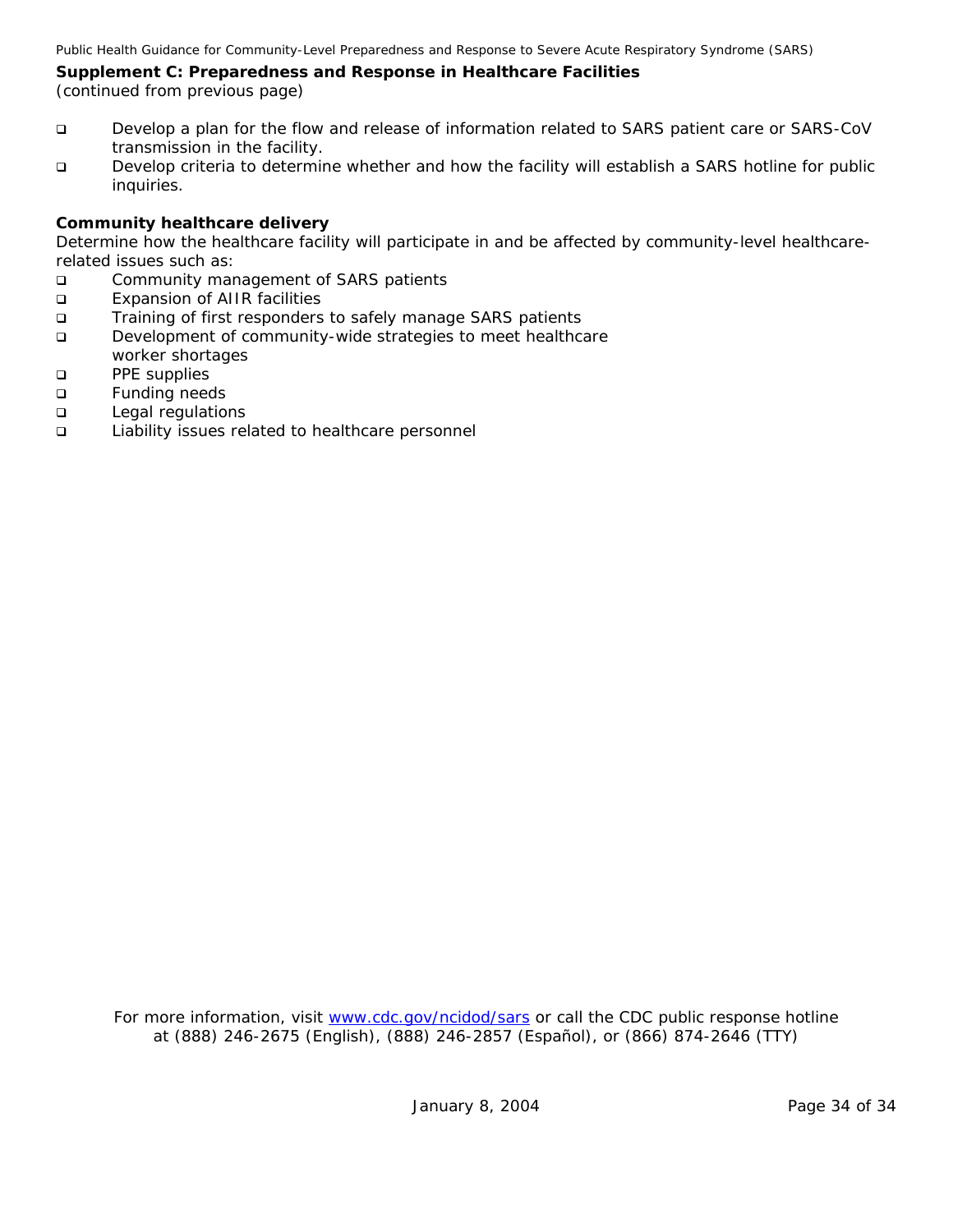**Supplement C: Preparedness and Response in Healthcare Facilities**
*(continued from previous page)*

- Develop a plan for the flow and release of information related to SARS patient care or SARS-CoV transmission in the facility.
- Develop criteria to determine whether and how the facility will establish a SARS hotline for public inquiries.

**Community healthcare delivery**

Determine how the healthcare facility will participate in and be affected by community-level healthcare-related issues such as:

- Community management of SARS patients
- Expansion of AIIR facilities
- Training of first responders to safely manage SARS patients
- Development of community-wide strategies to meet healthcare worker shortages
- PPE supplies
- Funding needs
- Legal regulations
- Liability issues related to healthcare personnel

For more information, visit www.cdc.gov/ncidod/sars or call the CDC public response hotline at (888) 246-2675 (English), (888) 246-2857 (Español), or (866) 874-2646 (TTY)

January 8, 2004